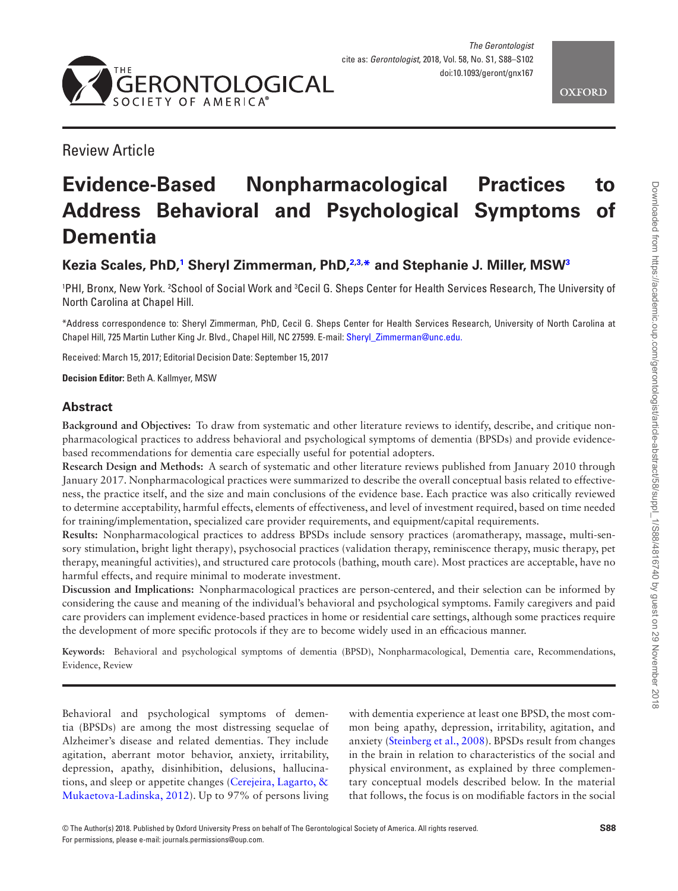Review Article

# Evidence-Based Nonpharmacological Practices to Address Behavioral and Psychological Symptoms of Dementia

**Kezia Scales, PhD,[1] Sheryl Zimmerman, PhD,[2,3,*] and Stephanie J. Miller, MSW[3]**

[1]PHI, Bronx, New York. [2]School of Social Work and [3]Cecil G. Sheps Center for Health Services Research, The University of North Carolina at Chapel Hill.

*Address correspondence to: Sheryl Zimmerman, PhD, Cecil G. Sheps Center for Health Services Research, University of North Carolina at Chapel Hill, 725 Martin Luther King Jr. Blvd., Chapel Hill, NC 27599. E-mail: Sheryl_Zimmerman@unc.edu.

Received: March 15, 2017; Editorial Decision Date: September 15, 2017

**Decision Editor:** Beth A. Kallmyer, MSW

## Abstract

**Background and Objectives:** To draw from systematic and other literature reviews to identify, describe, and critique nonpharmacological practices to address behavioral and psychological symptoms of dementia (BPSDs) and provide evidence-based recommendations for dementia care especially useful for potential adopters.

**Research Design and Methods:** A search of systematic and other literature reviews published from January 2010 through January 2017. Nonpharmacological practices were summarized to describe the overall conceptual basis related to effectiveness, the practice itself, and the size and main conclusions of the evidence base. Each practice was also critically reviewed to determine acceptability, harmful effects, elements of effectiveness, and level of investment required, based on time needed for training/implementation, specialized care provider requirements, and equipment/capital requirements.

**Results:** Nonpharmacological practices to address BPSDs include sensory practices (aromatherapy, massage, multi-sensory stimulation, bright light therapy), psychosocial practices (validation therapy, reminiscence therapy, music therapy, pet therapy, meaningful activities), and structured care protocols (bathing, mouth care). Most practices are acceptable, have no harmful effects, and require minimal to moderate investment.

**Discussion and Implications:** Nonpharmacological practices are person-centered, and their selection can be informed by considering the cause and meaning of the individual's behavioral and psychological symptoms. Family caregivers and paid care providers can implement evidence-based practices in home or residential care settings, although some practices require the development of more specific protocols if they are to become widely used in an efficacious manner.

**Keywords:** Behavioral and psychological symptoms of dementia (BPSD), Nonpharmacological, Dementia care, Recommendations, Evidence, Review

Behavioral and psychological symptoms of dementia (BPSDs) are among the most distressing sequelae of Alzheimer's disease and related dementias. They include agitation, aberrant motor behavior, anxiety, irritability, depression, apathy, disinhibition, delusions, hallucinations, and sleep or appetite changes (Cerejeira, Lagarto, & Mukaetova-Ladinska, 2012). Up to 97% of persons living with dementia experience at least one BPSD, the most common being apathy, depression, irritability, agitation, and anxiety (Steinberg et al., 2008). BPSDs result from changes in the brain in relation to characteristics of the social and physical environment, as explained by three complementary conceptual models described below. In the material that follows, the focus is on modifiable factors in the social

© The Author(s) 2018. Published by Oxford University Press on behalf of The Gerontological Society of America. All rights reserved.
For permissions, please e-mail: journals.permissions@oup.com.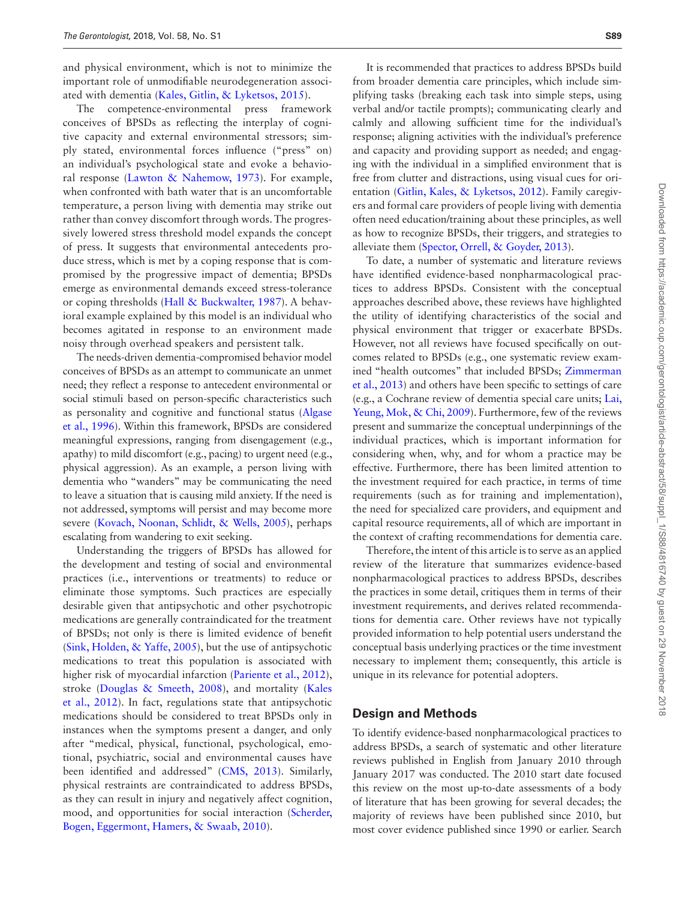and physical environment, which is not to minimize the important role of unmodifiable neurodegeneration associated with dementia (Kales, Gitlin, & Lyketsos, 2015).

The competence-environmental press framework conceives of BPSDs as reflecting the interplay of cognitive capacity and external environmental stressors; simply stated, environmental forces influence ("press" on) an individual's psychological state and evoke a behavioral response (Lawton & Nahemow, 1973). For example, when confronted with bath water that is an uncomfortable temperature, a person living with dementia may strike out rather than convey discomfort through words. The progressively lowered stress threshold model expands the concept of press. It suggests that environmental antecedents produce stress, which is met by a coping response that is compromised by the progressive impact of dementia; BPSDs emerge as environmental demands exceed stress-tolerance or coping thresholds (Hall & Buckwalter, 1987). A behavioral example explained by this model is an individual who becomes agitated in response to an environment made noisy through overhead speakers and persistent talk.

The needs-driven dementia-compromised behavior model conceives of BPSDs as an attempt to communicate an unmet need; they reflect a response to antecedent environmental or social stimuli based on person-specific characteristics such as personality and cognitive and functional status (Algase et al., 1996). Within this framework, BPSDs are considered meaningful expressions, ranging from disengagement (e.g., apathy) to mild discomfort (e.g., pacing) to urgent need (e.g., physical aggression). As an example, a person living with dementia who "wanders" may be communicating the need to leave a situation that is causing mild anxiety. If the need is not addressed, symptoms will persist and may become more severe (Kovach, Noonan, Schlidt, & Wells, 2005), perhaps escalating from wandering to exit seeking.

Understanding the triggers of BPSDs has allowed for the development and testing of social and environmental practices (i.e., interventions or treatments) to reduce or eliminate those symptoms. Such practices are especially desirable given that antipsychotic and other psychotropic medications are generally contraindicated for the treatment of BPSDs; not only is there limited evidence of benefit (Sink, Holden, & Yaffe, 2005), but the use of antipsychotic medications to treat this population is associated with higher risk of myocardial infarction (Pariente et al., 2012), stroke (Douglas & Smeeth, 2008), and mortality (Kales et al., 2012). In fact, regulations state that antipsychotic medications should be considered to treat BPSDs only in instances when the symptoms present a danger, and only after "medical, physical, functional, psychological, emotional, psychiatric, social and environmental causes have been identified and addressed" (CMS, 2013). Similarly, physical restraints are contraindicated to address BPSDs, as they can result in injury and negatively affect cognition, mood, and opportunities for social interaction (Scherder, Bogen, Eggermont, Hamers, & Swaab, 2010).

It is recommended that practices to address BPSDs build from broader dementia care principles, which include simplifying tasks (breaking each task into simple steps, using verbal and/or tactile prompts); communicating clearly and calmly and allowing sufficient time for the individual's response; aligning activities with the individual's preference and capacity and providing support as needed; and engaging with the individual in a simplified environment that is free from clutter and distractions, using visual cues for orientation (Gitlin, Kales, & Lyketsos, 2012). Family caregivers and formal care providers of people living with dementia often need education/training about these principles, as well as how to recognize BPSDs, their triggers, and strategies to alleviate them (Spector, Orrell, & Goyder, 2013).

To date, a number of systematic and literature reviews have identified evidence-based nonpharmacological practices to address BPSDs. Consistent with the conceptual approaches described above, these reviews have highlighted the utility of identifying characteristics of the social and physical environment that trigger or exacerbate BPSDs. However, not all reviews have focused specifically on outcomes related to BPSDs (e.g., one systematic review examined "health outcomes" that included BPSDs; Zimmerman et al., 2013) and others have been specific to settings of care (e.g., a Cochrane review of dementia special care units; Lai, Yeung, Mok, & Chi, 2009). Furthermore, few of the reviews present and summarize the conceptual underpinnings of the individual practices, which is important information for considering when, why, and for whom a practice may be effective. Furthermore, there has been limited attention to the investment required for each practice, in terms of time requirements (such as for training and implementation), the need for specialized care providers, and equipment and capital resource requirements, all of which are important in the context of crafting recommendations for dementia care.

Therefore, the intent of this article is to serve as an applied review of the literature that summarizes evidence-based nonpharmacological practices to address BPSDs, describes the practices in some detail, critiques them in terms of their investment requirements, and derives related recommendations for dementia care. Other reviews have not typically provided information to help potential users understand the conceptual basis underlying practices or the time investment necessary to implement them; consequently, this article is unique in its relevance for potential adopters.

## Design and Methods

To identify evidence-based nonpharmacological practices to address BPSDs, a search of systematic and other literature reviews published in English from January 2010 through January 2017 was conducted. The 2010 start date focused this review on the most up-to-date assessments of a body of literature that has been growing for several decades; the majority of reviews have been published since 2010, but most cover evidence published since 1990 or earlier. Search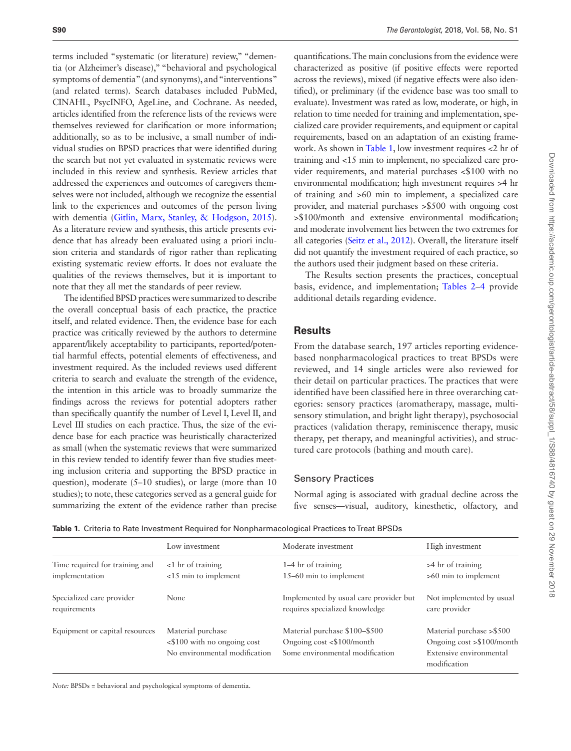terms included "systematic (or literature) review," "dementia (or Alzheimer's disease)," "behavioral and psychological symptoms of dementia" (and synonyms), and "interventions" (and related terms). Search databases included PubMed, CINAHL, PsycINFO, AgeLine, and Cochrane. As needed, articles identified from the reference lists of the reviews were themselves reviewed for clarification or more information; additionally, so as to be inclusive, a small number of individual studies on BPSD practices that were identified during the search but not yet evaluated in systematic reviews were included in this review and synthesis. Review articles that addressed the experiences and outcomes of caregivers themselves were not included, although we recognize the essential link to the experiences and outcomes of the person living with dementia (Gitlin, Marx, Stanley, & Hodgson, 2015). As a literature review and synthesis, this article presents evidence that has already been evaluated using a priori inclusion criteria and standards of rigor rather than replicating existing systematic review efforts. It does not evaluate the qualities of the reviews themselves, but it is important to note that they all met the standards of peer review.

The identified BPSD practices were summarized to describe the overall conceptual basis of each practice, the practice itself, and related evidence. Then, the evidence base for each practice was critically reviewed by the authors to determine apparent/likely acceptability to participants, reported/potential harmful effects, potential elements of effectiveness, and investment required. As the included reviews used different criteria to search and evaluate the strength of the evidence, the intention in this article was to broadly summarize the findings across the reviews for potential adopters rather than specifically quantify the number of Level I, Level II, and Level III studies on each practice. Thus, the size of the evidence base for each practice was heuristically characterized as small (when the systematic reviews that were summarized in this review tended to identify fewer than five studies meeting inclusion criteria and supporting the BPSD practice in question), moderate (5–10 studies), or large (more than 10 studies); to note, these categories served as a general guide for summarizing the extent of the evidence rather than precise quantifications. The main conclusions from the evidence were characterized as positive (if positive effects were reported across the reviews), mixed (if negative effects were also identified), or preliminary (if the evidence base was too small to evaluate). Investment was rated as low, moderate, or high, in relation to time needed for training and implementation, specialized care provider requirements, and equipment or capital requirements, based on an adaptation of an existing framework. As shown in Table 1, low investment requires <2 hr of training and <15 min to implement, no specialized care provider requirements, and material purchases <$100 with no environmental modification; high investment requires >4 hr of training and >60 min to implement, a specialized care provider, and material purchases >$500 with ongoing cost >$100/month and extensive environmental modification; and moderate involvement lies between the two extremes for all categories (Seitz et al., 2012). Overall, the literature itself did not quantify the investment required of each practice, so the authors used their judgment based on these criteria.

The Results section presents the practices, conceptual basis, evidence, and implementation; Tables 2–4 provide additional details regarding evidence.

## Results

From the database search, 197 articles reporting evidence-based nonpharmacological practices to treat BPSDs were reviewed, and 14 single articles were also reviewed for their detail on particular practices. The practices that were identified have been classified here in three overarching categories: sensory practices (aromatherapy, massage, multisensory stimulation, and bright light therapy), psychosocial practices (validation therapy, reminiscence therapy, music therapy, pet therapy, and meaningful activities), and structured care protocols (bathing and mouth care).

### Sensory Practices

Normal aging is associated with gradual decline across the five senses—visual, auditory, kinesthetic, olfactory, and

**Table 1.** Criteria to Rate Investment Required for Nonpharmacological Practices to Treat BPSDs

| | Low investment | Moderate investment | High investment |
|---|---|---|---|
| Time required for training and implementation | <1 hr of training<br><15 min to implement | 1–4 hr of training<br>15–60 min to implement | >4 hr of training<br>>60 min to implement |
| Specialized care provider requirements | None | Implemented by usual care provider but requires specialized knowledge | Not implemented by usual care provider |
| Equipment or capital resources | Material purchase<br><$100 with no ongoing cost<br>No environmental modification | Material purchase $100–$500<br>Ongoing cost <$100/month<br>Some environmental modification | Material purchase >$500<br>Ongoing cost >$100/month<br>Extensive environmental modification |

*Note:* BPSDs = behavioral and psychological symptoms of dementia.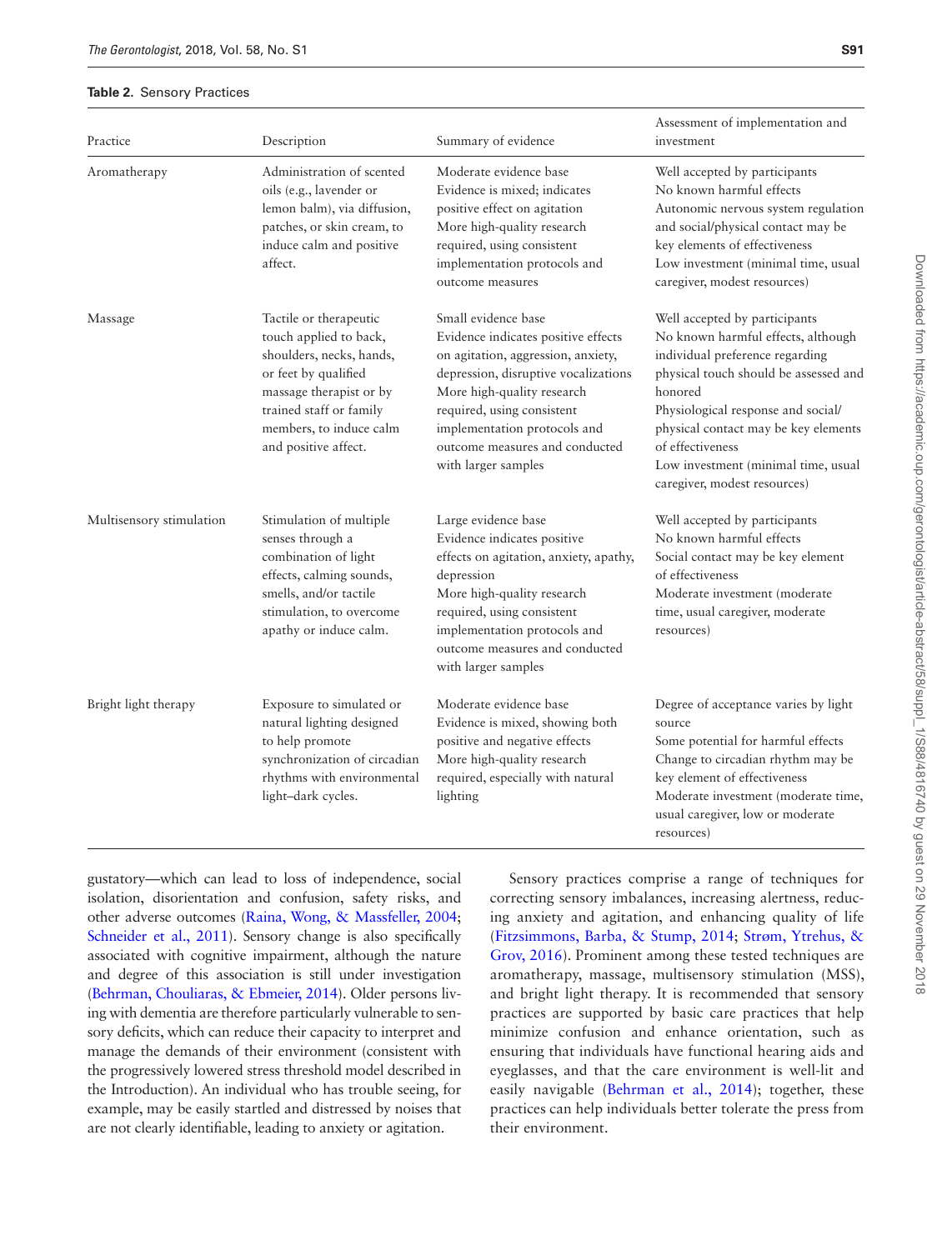**Table 2.** Sensory Practices

| Practice | Description | Summary of evidence | Assessment of implementation and investment |
|---|---|---|---|
| Aromatherapy | Administration of scented oils (e.g., lavender or lemon balm), via diffusion, patches, or skin cream, to induce calm and positive affect. | Moderate evidence base<br>Evidence is mixed; indicates positive effect on agitation<br>More high-quality research required, using consistent implementation protocols and outcome measures | Well accepted by participants<br>No known harmful effects<br>Autonomic nervous system regulation and social/physical contact may be key elements of effectiveness<br>Low investment (minimal time, usual caregiver, modest resources) |
| Massage | Tactile or therapeutic touch applied to back, shoulders, necks, hands, or feet by qualified massage therapist or by trained staff or family members, to induce calm and positive affect. | Small evidence base<br>Evidence indicates positive effects on agitation, aggression, anxiety, depression, disruptive vocalizations<br>More high-quality research required, using consistent implementation protocols and outcome measures and conducted with larger samples | Well accepted by participants<br>No known harmful effects, although individual preference regarding physical touch should be assessed and honored<br>Physiological response and social/physical contact may be key elements of effectiveness<br>Low investment (minimal time, usual caregiver, modest resources) |
| Multisensory stimulation | Stimulation of multiple senses through a combination of light effects, calming sounds, smells, and/or tactile stimulation, to overcome apathy or induce calm. | Large evidence base<br>Evidence indicates positive effects on agitation, anxiety, apathy, depression<br>More high-quality research required, using consistent implementation protocols and outcome measures and conducted with larger samples | Well accepted by participants<br>No known harmful effects<br>Social contact may be key element of effectiveness<br>Moderate investment (moderate time, usual caregiver, moderate resources) |
| Bright light therapy | Exposure to simulated or natural lighting designed to help promote synchronization of circadian rhythms with environmental light–dark cycles. | Moderate evidence base<br>Evidence is mixed, showing both positive and negative effects<br>More high-quality research required, especially with natural lighting | Degree of acceptance varies by light source<br>Some potential for harmful effects<br>Change to circadian rhythm may be key element of effectiveness<br>Moderate investment (moderate time, usual caregiver, low or moderate resources) |

gustatory—which can lead to loss of independence, social isolation, disorientation and confusion, safety risks, and other adverse outcomes (Raina, Wong, & Massfeller, 2004; Schneider et al., 2011). Sensory change is also specifically associated with cognitive impairment, although the nature and degree of this association is still under investigation (Behrman, Chouliaras, & Ebmeier, 2014). Older persons living with dementia are therefore particularly vulnerable to sensory deficits, which can reduce their capacity to interpret and manage the demands of their environment (consistent with the progressively lowered stress threshold model described in the Introduction). An individual who has trouble seeing, for example, may be easily startled and distressed by noises that are not clearly identifiable, leading to anxiety or agitation.

Sensory practices comprise a range of techniques for correcting sensory imbalances, increasing alertness, reducing anxiety and agitation, and enhancing quality of life (Fitzsimmons, Barba, & Stump, 2014; Strøm, Ytrehus, & Grov, 2016). Prominent among these tested techniques are aromatherapy, massage, multisensory stimulation (MSS), and bright light therapy. It is recommended that sensory practices are supported by basic care practices that help minimize confusion and enhance orientation, such as ensuring that individuals have functional hearing aids and eyeglasses, and that the care environment is well-lit and easily navigable (Behrman et al., 2014); together, these practices can help individuals better tolerate the press from their environment.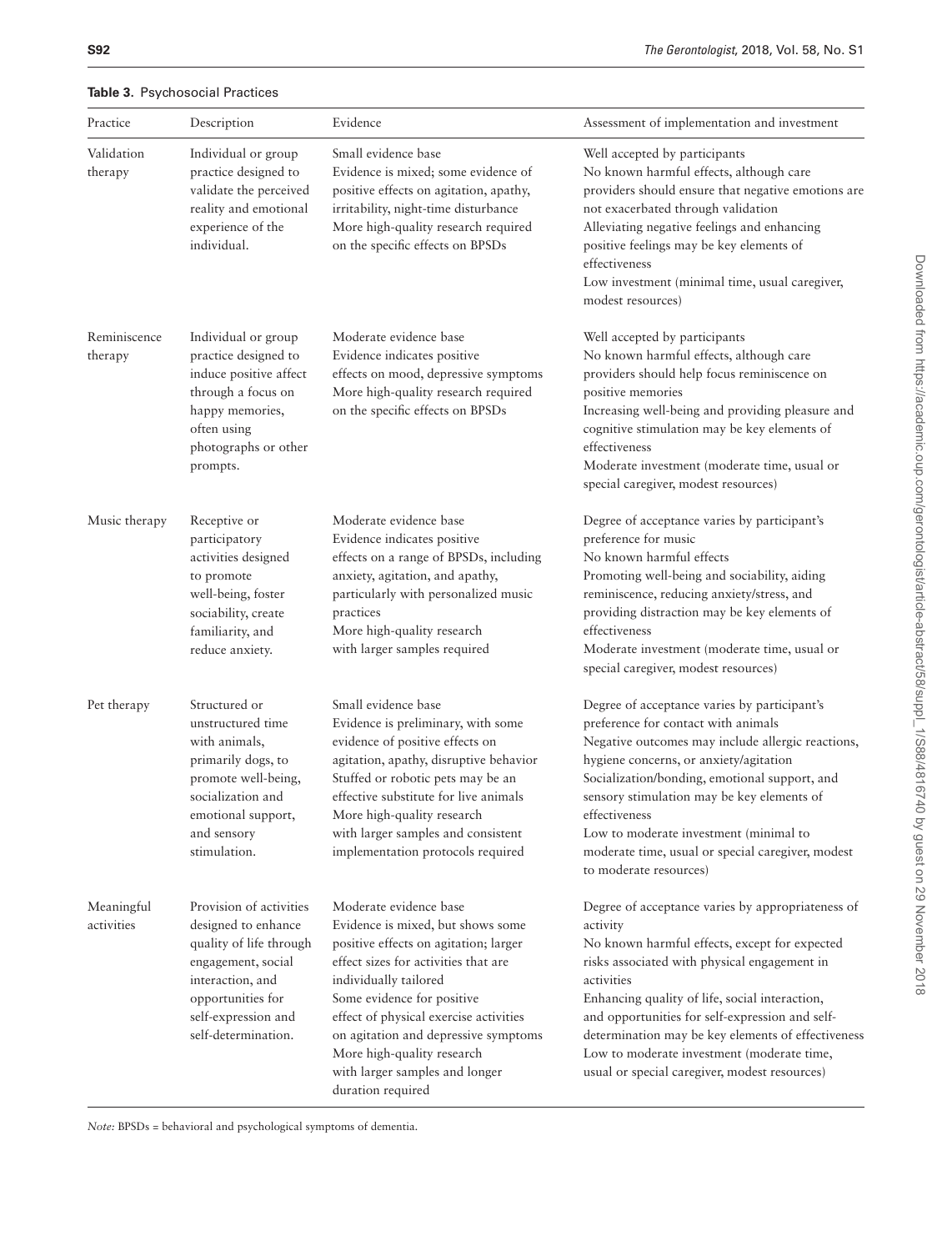**Table 3.** Psychosocial Practices

| Practice | Description | Evidence | Assessment of implementation and investment |
|---|---|---|---|
| Validation therapy | Individual or group practice designed to validate the perceived reality and emotional experience of the individual. | Small evidence base<br>Evidence is mixed; some evidence of positive effects on agitation, apathy, irritability, night-time disturbance<br>More high-quality research required on the specific effects on BPSDs | Well accepted by participants<br>No known harmful effects, although care providers should ensure that negative emotions are not exacerbated through validation<br>Alleviating negative feelings and enhancing positive feelings may be key elements of effectiveness<br>Low investment (minimal time, usual caregiver, modest resources) |
| Reminiscence therapy | Individual or group practice designed to induce positive affect through a focus on happy memories, often using photographs or other prompts. | Moderate evidence base<br>Evidence indicates positive effects on mood, depressive symptoms<br>More high-quality research required on the specific effects on BPSDs | Well accepted by participants<br>No known harmful effects, although care providers should help focus reminiscence on positive memories<br>Increasing well-being and providing pleasure and cognitive stimulation may be key elements of effectiveness<br>Moderate investment (moderate time, usual or special caregiver, modest resources) |
| Music therapy | Receptive or participatory activities designed to promote well-being, foster sociability, create familiarity, and reduce anxiety. | Moderate evidence base<br>Evidence indicates positive effects on a range of BPSDs, including anxiety, agitation, and apathy, particularly with personalized music practices<br>More high-quality research with larger samples required | Degree of acceptance varies by participant's preference for music<br>No known harmful effects<br>Promoting well-being and sociability, aiding reminiscence, reducing anxiety/stress, and providing distraction may be key elements of effectiveness<br>Moderate investment (moderate time, usual or special caregiver, modest resources) |
| Pet therapy | Structured or unstructured time with animals, primarily dogs, to promote well-being, socialization and emotional support, and sensory stimulation. | Small evidence base<br>Evidence is preliminary, with some evidence of positive effects on agitation, apathy, disruptive behavior<br>Stuffed or robotic pets may be an effective substitute for live animals<br>More high-quality research with larger samples and consistent implementation protocols required | Degree of acceptance varies by participant's preference for contact with animals<br>Negative outcomes may include allergic reactions, hygiene concerns, or anxiety/agitation<br>Socialization/bonding, emotional support, and sensory stimulation may be key elements of effectiveness<br>Low to moderate investment (minimal to moderate time, usual or special caregiver, modest to moderate resources) |
| Meaningful activities | Provision of activities designed to enhance quality of life through engagement, social interaction, and opportunities for self-expression and self-determination. | Moderate evidence base<br>Evidence is mixed, but shows some positive effects on agitation; larger effect sizes for activities that are individually tailored<br>Some evidence for positive effect of physical exercise activities on agitation and depressive symptoms<br>More high-quality research with larger samples and longer duration required | Degree of acceptance varies by appropriateness of activity<br>No known harmful effects, except for expected risks associated with physical engagement in activities<br>Enhancing quality of life, social interaction, and opportunities for self-expression and self-determination may be key elements of effectiveness<br>Low to moderate investment (moderate time, usual or special caregiver, modest resources) |

*Note:* BPSDs = behavioral and psychological symptoms of dementia.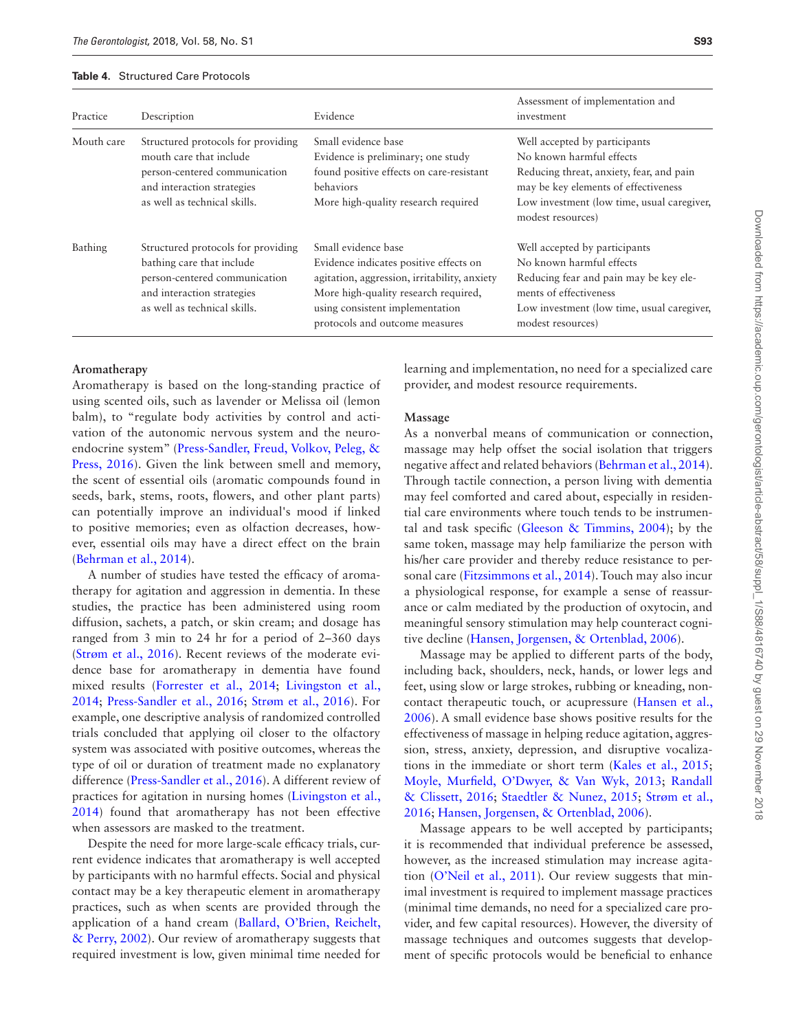**Table 4.** Structured Care Protocols

| Practice | Description | Evidence | Assessment of implementation and investment |
|---|---|---|---|
| Mouth care | Structured protocols for providing mouth care that include person-centered communication and interaction strategies as well as technical skills. | Small evidence base<br>Evidence is preliminary; one study found positive effects on care-resistant behaviors<br>More high-quality research required | Well accepted by participants<br>No known harmful effects<br>Reducing threat, anxiety, fear, and pain may be key elements of effectiveness<br>Low investment (low time, usual caregiver, modest resources) |
| Bathing | Structured protocols for providing bathing care that include person-centered communication and interaction strategies as well as technical skills. | Small evidence base<br>Evidence indicates positive effects on agitation, aggression, irritability, anxiety<br>More high-quality research required, using consistent implementation protocols and outcome measures | Well accepted by participants<br>No known harmful effects<br>Reducing fear and pain may be key elements of effectiveness<br>Low investment (low time, usual caregiver, modest resources) |

### Aromatherapy

Aromatherapy is based on the long-standing practice of using scented oils, such as lavender or Melissa oil (lemon balm), to "regulate body activities by control and activation of the autonomic nervous system and the neuroendocrine system" (Press-Sandler, Freud, Volkov, Peleg, & Press, 2016). Given the link between smell and memory, the scent of essential oils (aromatic compounds found in seeds, bark, stems, roots, flowers, and other plant parts) can potentially improve an individual's mood if linked to positive memories; even as olfaction decreases, however, essential oils may have a direct effect on the brain (Behrman et al., 2014).

A number of studies have tested the efficacy of aromatherapy for agitation and aggression in dementia. In these studies, the practice has been administered using room diffusion, sachets, a patch, or skin cream; and dosage has ranged from 3 min to 24 hr for a period of 2–360 days (Strøm et al., 2016). Recent reviews of the moderate evidence base for aromatherapy in dementia have found mixed results (Forrester et al., 2014; Livingston et al., 2014; Press-Sandler et al., 2016; Strøm et al., 2016). For example, one descriptive analysis of randomized controlled trials concluded that applying oil closer to the olfactory system was associated with positive outcomes, whereas the type of oil or duration of treatment made no explanatory difference (Press-Sandler et al., 2016). A different review of practices for agitation in nursing homes (Livingston et al., 2014) found that aromatherapy has not been effective when assessors are masked to the treatment.

Despite the need for more large-scale efficacy trials, current evidence indicates that aromatherapy is well accepted by participants with no harmful effects. Social and physical contact may be a key therapeutic element in aromatherapy practices, such as when scents are provided through the application of a hand cream (Ballard, O'Brien, Reichelt, & Perry, 2002). Our review of aromatherapy suggests that required investment is low, given minimal time needed for learning and implementation, no need for a specialized care provider, and modest resource requirements.

### Massage

As a nonverbal means of communication or connection, massage may help offset the social isolation that triggers negative affect and related behaviors (Behrman et al., 2014). Through tactile connection, a person living with dementia may feel comforted and cared about, especially in residential care environments where touch tends to be instrumental and task specific (Gleeson & Timmins, 2004); by the same token, massage may help familiarize the person with his/her care provider and thereby reduce resistance to personal care (Fitzsimmons et al., 2014). Touch may also incur a physiological response, for example a sense of reassurance or calm mediated by the production of oxytocin, and meaningful sensory stimulation may help counteract cognitive decline (Hansen, Jorgensen, & Ortenblad, 2006).

Massage may be applied to different parts of the body, including back, shoulders, neck, hands, or lower legs and feet, using slow or large strokes, rubbing or kneading, noncontact therapeutic touch, or acupressure (Hansen et al., 2006). A small evidence base shows positive results for the effectiveness of massage in helping reduce agitation, aggression, stress, anxiety, depression, and disruptive vocalizations in the immediate or short term (Kales et al., 2015; Moyle, Murfield, O'Dwyer, & Van Wyk, 2013; Randall & Clissett, 2016; Staedtler & Nunez, 2015; Strøm et al., 2016; Hansen, Jorgensen, & Ortenblad, 2006).

Massage appears to be well accepted by participants; it is recommended that individual preference be assessed, however, as the increased stimulation may increase agitation (O'Neil et al., 2011). Our review suggests that minimal investment is required to implement massage practices (minimal time demands, no need for a specialized care provider, and few capital resources). However, the diversity of massage techniques and outcomes suggests that development of specific protocols would be beneficial to enhance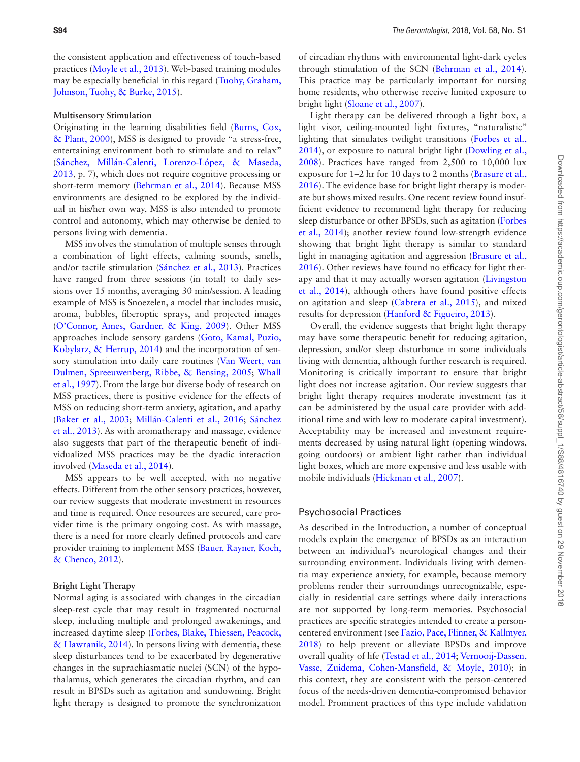the consistent application and effectiveness of touch-based practices (Moyle et al., 2013). Web-based training modules may be especially beneficial in this regard (Tuohy, Graham, Johnson, Tuohy, & Burke, 2015).

### Multisensory Stimulation

Originating in the learning disabilities field (Burns, Cox, & Plant, 2000), MSS is designed to provide "a stress-free, entertaining environment both to stimulate and to relax" (Sánchez, Millán-Calenti, Lorenzo-López, & Maseda, 2013, p. 7), which does not require cognitive processing or short-term memory (Behrman et al., 2014). Because MSS environments are designed to be explored by the individual in his/her own way, MSS is also intended to promote control and autonomy, which may otherwise be denied to persons living with dementia.

MSS involves the stimulation of multiple senses through a combination of light effects, calming sounds, smells, and/or tactile stimulation (Sánchez et al., 2013). Practices have ranged from three sessions (in total) to daily sessions over 15 months, averaging 30 min/session. A leading example of MSS is Snoezelen, a model that includes music, aroma, bubbles, fiberoptic sprays, and projected images (O'Connor, Ames, Gardner, & King, 2009). Other MSS approaches include sensory gardens (Goto, Kamal, Puzio, Kobylarz, & Herrup, 2014) and the incorporation of sensory stimulation into daily care routines (Van Weert, van Dulmen, Spreeuwenberg, Ribbe, & Bensing, 2005; Whall et al., 1997). From the large but diverse body of research on MSS practices, there is positive evidence for the effects of MSS on reducing short-term anxiety, agitation, and apathy (Baker et al., 2003; Millán-Calenti et al., 2016; Sánchez et al., 2013). As with aromatherapy and massage, evidence also suggests that part of the therapeutic benefit of individualized MSS practices may be the dyadic interaction involved (Maseda et al., 2014).

MSS appears to be well accepted, with no negative effects. Different from the other sensory practices, however, our review suggests that moderate investment in resources and time is required. Once resources are secured, care provider time is the primary ongoing cost. As with massage, there is a need for more clearly defined protocols and care provider training to implement MSS (Bauer, Rayner, Koch, & Chenco, 2012).

### Bright Light Therapy

Normal aging is associated with changes in the circadian sleep-rest cycle that may result in fragmented nocturnal sleep, including multiple and prolonged awakenings, and increased daytime sleep (Forbes, Blake, Thiessen, Peacock, & Hawranik, 2014). In persons living with dementia, these sleep disturbances tend to be exacerbated by degenerative changes in the suprachiasmatic nuclei (SCN) of the hypothalamus, which generates the circadian rhythm, and can result in BPSDs such as agitation and sundowning. Bright light therapy is designed to promote the synchronization of circadian rhythms with environmental light-dark cycles through stimulation of the SCN (Behrman et al., 2014). This practice may be particularly important for nursing home residents, who otherwise receive limited exposure to bright light (Sloane et al., 2007).

Light therapy can be delivered through a light box, a light visor, ceiling-mounted light fixtures, "naturalistic" lighting that simulates twilight transitions (Forbes et al., 2014), or exposure to natural bright light (Dowling et al., 2008). Practices have ranged from 2,500 to 10,000 lux exposure for 1–2 hr for 10 days to 2 months (Brasure et al., 2016). The evidence base for bright light therapy is moderate but shows mixed results. One recent review found insufficient evidence to recommend light therapy for reducing sleep disturbance or other BPSDs, such as agitation (Forbes et al., 2014); another review found low-strength evidence showing that bright light therapy is similar to standard light in managing agitation and aggression (Brasure et al., 2016). Other reviews have found no efficacy for light therapy and that it may actually worsen agitation (Livingston et al., 2014), although others have found positive effects on agitation and sleep (Cabrera et al., 2015), and mixed results for depression (Hanford & Figueiro, 2013).

Overall, the evidence suggests that bright light therapy may have some therapeutic benefit for reducing agitation, depression, and/or sleep disturbance in some individuals living with dementia, although further research is required. Monitoring is critically important to ensure that bright light does not increase agitation. Our review suggests that bright light therapy requires moderate investment (as it can be administered by the usual care provider with additional time and with low to moderate capital investment). Acceptability may be increased and investment requirements decreased by using natural light (opening windows, going outdoors) or ambient light rather than individual light boxes, which are more expensive and less usable with mobile individuals (Hickman et al., 2007).

## Psychosocial Practices

As described in the Introduction, a number of conceptual models explain the emergence of BPSDs as an interaction between an individual's neurological changes and their surrounding environment. Individuals living with dementia may experience anxiety, for example, because memory problems render their surroundings unrecognizable, especially in residential care settings where daily interactions are not supported by long-term memories. Psychosocial practices are specific strategies intended to create a person-centered environment (see Fazio, Pace, Flinner, & Kallmyer, 2018) to help prevent or alleviate BPSDs and improve overall quality of life (Testad et al., 2014; Vernooij-Dassen, Vasse, Zuidema, Cohen-Mansfield, & Moyle, 2010); in this context, they are consistent with the person-centered focus of the needs-driven dementia-compromised behavior model. Prominent practices of this type include validation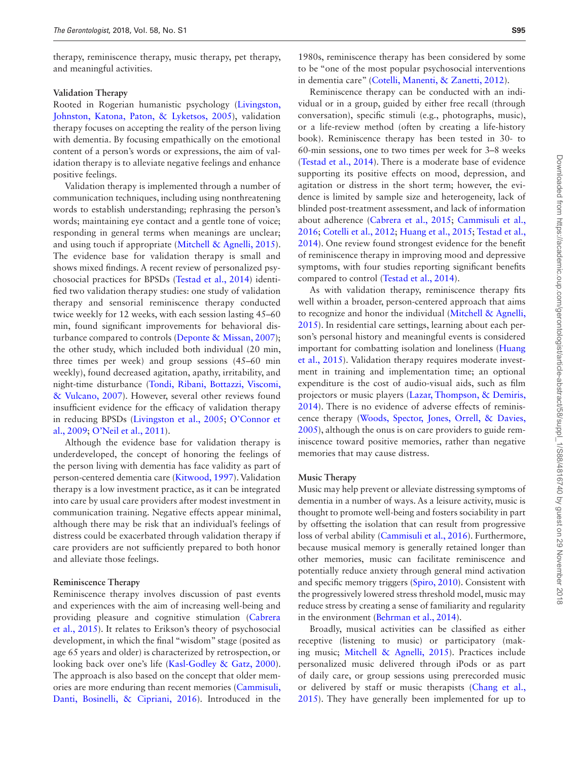therapy, reminiscence therapy, music therapy, pet therapy, and meaningful activities.

### Validation Therapy

Rooted in Rogerian humanistic psychology (Livingston, Johnston, Katona, Paton, & Lyketsos, 2005), validation therapy focuses on accepting the reality of the person living with dementia. By focusing empathically on the emotional content of a person's words or expressions, the aim of validation therapy is to alleviate negative feelings and enhance positive feelings.

Validation therapy is implemented through a number of communication techniques, including using nonthreatening words to establish understanding; rephrasing the person's words; maintaining eye contact and a gentle tone of voice; responding in general terms when meanings are unclear; and using touch if appropriate (Mitchell & Agnelli, 2015). The evidence base for validation therapy is small and shows mixed findings. A recent review of personalized psychosocial practices for BPSDs (Testad et al., 2014) identified two validation therapy studies: one study of validation therapy and sensorial reminiscence therapy conducted twice weekly for 12 weeks, with each session lasting 45–60 min, found significant improvements for behavioral disturbance compared to controls (Deponte & Missan, 2007); the other study, which included both individual (20 min, three times per week) and group sessions (45–60 min weekly), found decreased agitation, apathy, irritability, and night-time disturbance (Tondi, Ribani, Bottazzi, Viscomi, & Vulcano, 2007). However, several other reviews found insufficient evidence for the efficacy of validation therapy in reducing BPSDs (Livingston et al., 2005; O'Connor et al., 2009; O'Neil et al., 2011).

Although the evidence base for validation therapy is underdeveloped, the concept of honoring the feelings of the person living with dementia has face validity as part of person-centered dementia care (Kitwood, 1997). Validation therapy is a low investment practice, as it can be integrated into care by usual care providers after modest investment in communication training. Negative effects appear minimal, although there may be risk that an individual's feelings of distress could be exacerbated through validation therapy if care providers are not sufficiently prepared to both honor and alleviate those feelings.

### Reminiscence Therapy

Reminiscence therapy involves discussion of past events and experiences with the aim of increasing well-being and providing pleasure and cognitive stimulation (Cabrera et al., 2015). It relates to Erikson's theory of psychosocial development, in which the final "wisdom" stage (posited as age 65 years and older) is characterized by retrospection, or looking back over one's life (Kasl-Godley & Gatz, 2000). The approach is also based on the concept that older memories are more enduring than recent memories (Cammisuli, Danti, Bosinelli, & Cipriani, 2016). Introduced in the 1980s, reminiscence therapy has been considered by some to be "one of the most popular psychosocial interventions in dementia care" (Cotelli, Manenti, & Zanetti, 2012).

Reminiscence therapy can be conducted with an individual or in a group, guided by either free recall (through conversation), specific stimuli (e.g., photographs, music), or a life-review method (often by creating a life-history book). Reminiscence therapy has been tested in 30- to 60-min sessions, one to two times per week for 3–8 weeks (Testad et al., 2014). There is a moderate base of evidence supporting its positive effects on mood, depression, and agitation or distress in the short term; however, the evidence is limited by sample size and heterogeneity, lack of blinded post-treatment assessment, and lack of information about adherence (Cabrera et al., 2015; Cammisuli et al., 2016; Cotelli et al., 2012; Huang et al., 2015; Testad et al., 2014). One review found strongest evidence for the benefit of reminiscence therapy in improving mood and depressive symptoms, with four studies reporting significant benefits compared to control (Testad et al., 2014).

As with validation therapy, reminiscence therapy fits well within a broader, person-centered approach that aims to recognize and honor the individual (Mitchell & Agnelli, 2015). In residential care settings, learning about each person's personal history and meaningful events is considered important for combatting isolation and loneliness (Huang et al., 2015). Validation therapy requires moderate investment in training and implementation time; an optional expenditure is the cost of audio-visual aids, such as film projectors or music players (Lazar, Thompson, & Demiris, 2014). There is no evidence of adverse effects of reminiscence therapy (Woods, Spector, Jones, Orrell, & Davies, 2005), although the onus is on care providers to guide reminiscence toward positive memories, rather than negative memories that may cause distress.

### Music Therapy

Music may help prevent or alleviate distressing symptoms of dementia in a number of ways. As a leisure activity, music is thought to promote well-being and fosters sociability in part by offsetting the isolation that can result from progressive loss of verbal ability (Cammisuli et al., 2016). Furthermore, because musical memory is generally retained longer than other memories, music can facilitate reminiscence and potentially reduce anxiety through general mind activation and specific memory triggers (Spiro, 2010). Consistent with the progressively lowered stress threshold model, music may reduce stress by creating a sense of familiarity and regularity in the environment (Behrman et al., 2014).

Broadly, musical activities can be classified as either receptive (listening to music) or participatory (making music; Mitchell & Agnelli, 2015). Practices include personalized music delivered through iPods or as part of daily care, or group sessions using prerecorded music or delivered by staff or music therapists (Chang et al., 2015). They have generally been implemented for up to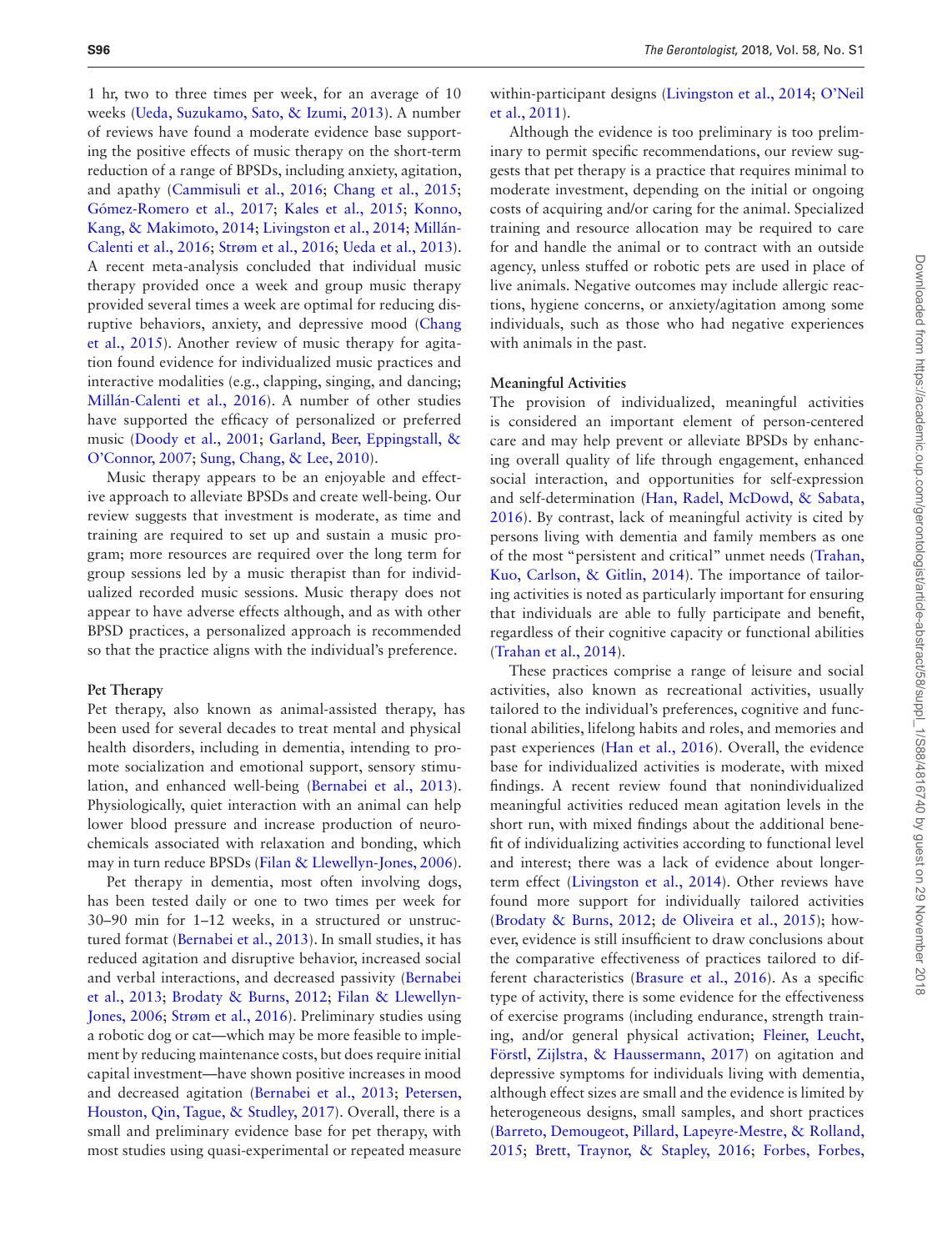1 hr, two to three times per week, for an average of 10 weeks (Ueda, Suzukamo, Sato, & Izumi, 2013). A number of reviews have found a moderate evidence base supporting the positive effects of music therapy on the short-term reduction of a range of BPSDs, including anxiety, agitation, and apathy (Cammisuli et al., 2016; Chang et al., 2015; Gómez-Romero et al., 2017; Kales et al., 2015; Konno, Kang, & Makimoto, 2014; Livingston et al., 2014; Millán-Calenti et al., 2016; Strøm et al., 2016; Ueda et al., 2013). A recent meta-analysis concluded that individual music therapy provided once a week and group music therapy provided several times a week are optimal for reducing disruptive behaviors, anxiety, and depressive mood (Chang et al., 2015). Another review of music therapy for agitation found evidence for individualized music practices and interactive modalities (e.g., clapping, singing, and dancing; Millán-Calenti et al., 2016). A number of other studies have supported the efficacy of personalized or preferred music (Doody et al., 2001; Garland, Beer, Eppingstall, & O'Connor, 2007; Sung, Chang, & Lee, 2010).

Music therapy appears to be an enjoyable and effective approach to alleviate BPSDs and create well-being. Our review suggests that investment is moderate, as time and training are required to set up and sustain a music program; more resources are required over the long term for group sessions led by a music therapist than for individualized recorded music sessions. Music therapy does not appear to have adverse effects although, and as with other BPSD practices, a personalized approach is recommended so that the practice aligns with the individual's preference.

### Pet Therapy

Pet therapy, also known as animal-assisted therapy, has been used for several decades to treat mental and physical health disorders, including in dementia, intending to promote socialization and emotional support, sensory stimulation, and enhanced well-being (Bernabei et al., 2013). Physiologically, quiet interaction with an animal can help lower blood pressure and increase production of neurochemicals associated with relaxation and bonding, which may in turn reduce BPSDs (Filan & Llewellyn-Jones, 2006).

Pet therapy in dementia, most often involving dogs, has been tested daily or one to two times per week for 30–90 min for 1–12 weeks, in a structured or unstructured format (Bernabei et al., 2013). In small studies, it has reduced agitation and disruptive behavior, increased social and verbal interactions, and decreased passivity (Bernabei et al., 2013; Brodaty & Burns, 2012; Filan & Llewellyn-Jones, 2006; Strøm et al., 2016). Preliminary studies using a robotic dog or cat—which may be more feasible to implement by reducing maintenance costs, but does require initial capital investment—have shown positive increases in mood and decreased agitation (Bernabei et al., 2013; Petersen, Houston, Qin, Tague, & Studley, 2017). Overall, there is a small and preliminary evidence base for pet therapy, with most studies using quasi-experimental or repeated measure within-participant designs (Livingston et al., 2014; O'Neil et al., 2011).

Although the evidence is too preliminary is too preliminary to permit specific recommendations, our review suggests that pet therapy is a practice that requires minimal to moderate investment, depending on the initial or ongoing costs of acquiring and/or caring for the animal. Specialized training and resource allocation may be required to care for and handle the animal or to contract with an outside agency, unless stuffed or robotic pets are used in place of live animals. Negative outcomes may include allergic reactions, hygiene concerns, or anxiety/agitation among some individuals, such as those who had negative experiences with animals in the past.

### Meaningful Activities

The provision of individualized, meaningful activities is considered an important element of person-centered care and may help prevent or alleviate BPSDs by enhancing overall quality of life through engagement, enhanced social interaction, and opportunities for self-expression and self-determination (Han, Radel, McDowd, & Sabata, 2016). By contrast, lack of meaningful activity is cited by persons living with dementia and family members as one of the most "persistent and critical" unmet needs (Trahan, Kuo, Carlson, & Gitlin, 2014). The importance of tailoring activities is noted as particularly important for ensuring that individuals are able to fully participate and benefit, regardless of their cognitive capacity or functional abilities (Trahan et al., 2014).

These practices comprise a range of leisure and social activities, also known as recreational activities, usually tailored to the individual's preferences, cognitive and functional abilities, lifelong habits and roles, and memories and past experiences (Han et al., 2016). Overall, the evidence base for individualized activities is moderate, with mixed findings. A recent review found that nonindividualized meaningful activities reduced mean agitation levels in the short run, with mixed findings about the additional benefit of individualizing activities according to functional level and interest; there was a lack of evidence about longer-term effect (Livingston et al., 2014). Other reviews have found more support for individually tailored activities (Brodaty & Burns, 2012; de Oliveira et al., 2015); however, evidence is still insufficient to draw conclusions about the comparative effectiveness of practices tailored to different characteristics (Brasure et al., 2016). As a specific type of activity, there is some evidence for the effectiveness of exercise programs (including endurance, strength training, and/or general physical activation; Fleiner, Leucht, Förstl, Zijlstra, & Haussermann, 2017) on agitation and depressive symptoms for individuals living with dementia, although effect sizes are small and the evidence is limited by heterogeneous designs, small samples, and short practices (Barreto, Demougeot, Pillard, Lapeyre-Mestre, & Rolland, 2015; Brett, Traynor, & Stapley, 2016; Forbes, Forbes,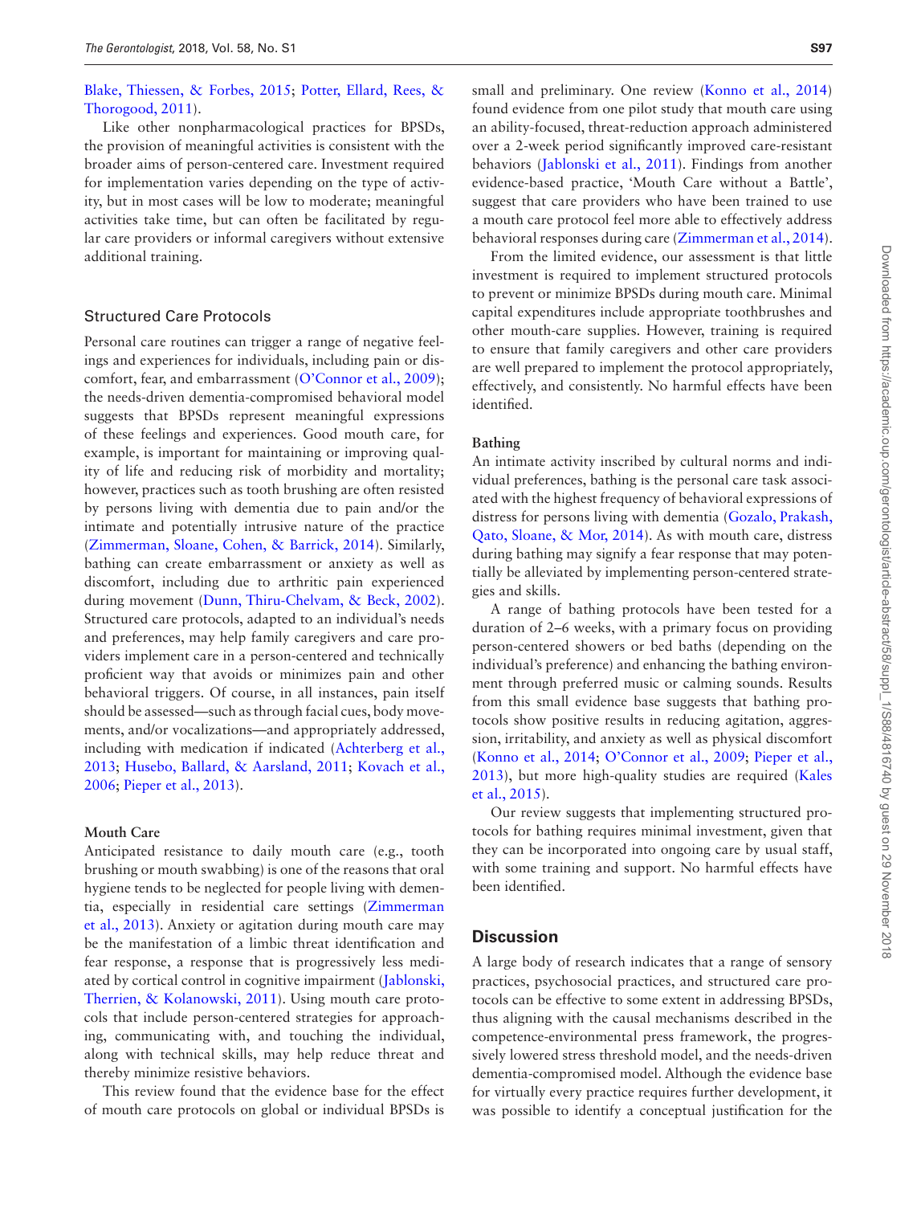Blake, Thiessen, & Forbes, 2015; Potter, Ellard, Rees, & Thorogood, 2011).

Like other nonpharmacological practices for BPSDs, the provision of meaningful activities is consistent with the broader aims of person-centered care. Investment required for implementation varies depending on the type of activity, but in most cases will be low to moderate; meaningful activities take time, but can often be facilitated by regular care providers or informal caregivers without extensive additional training.

### Structured Care Protocols

Personal care routines can trigger a range of negative feelings and experiences for individuals, including pain or discomfort, fear, and embarrassment (O'Connor et al., 2009); the needs-driven dementia-compromised behavioral model suggests that BPSDs represent meaningful expressions of these feelings and experiences. Good mouth care, for example, is important for maintaining or improving quality of life and reducing risk of morbidity and mortality; however, practices such as tooth brushing are often resisted by persons living with dementia due to pain and/or the intimate and potentially intrusive nature of the practice (Zimmerman, Sloane, Cohen, & Barrick, 2014). Similarly, bathing can create embarrassment or anxiety as well as discomfort, including due to arthritic pain experienced during movement (Dunn, Thiru-Chelvam, & Beck, 2002). Structured care protocols, adapted to an individual's needs and preferences, may help family caregivers and care providers implement care in a person-centered and technically proficient way that avoids or minimizes pain and other behavioral triggers. Of course, in all instances, pain itself should be assessed—such as through facial cues, body movements, and/or vocalizations—and appropriately addressed, including with medication if indicated (Achterberg et al., 2013; Husebo, Ballard, & Aarsland, 2011; Kovach et al., 2006; Pieper et al., 2013).

#### Mouth Care

Anticipated resistance to daily mouth care (e.g., tooth brushing or mouth swabbing) is one of the reasons that oral hygiene tends to be neglected for people living with dementia, especially in residential care settings (Zimmerman et al., 2013). Anxiety or agitation during mouth care may be the manifestation of a limbic threat identification and fear response, a response that is progressively less mediated by cortical control in cognitive impairment (Jablonski, Therrien, & Kolanowski, 2011). Using mouth care protocols that include person-centered strategies for approaching, communicating with, and touching the individual, along with technical skills, may help reduce threat and thereby minimize resistive behaviors.

This review found that the evidence base for the effect of mouth care protocols on global or individual BPSDs is small and preliminary. One review (Konno et al., 2014) found evidence from one pilot study that mouth care using an ability-focused, threat-reduction approach administered over a 2-week period significantly improved care-resistant behaviors (Jablonski et al., 2011). Findings from another evidence-based practice, 'Mouth Care without a Battle', suggest that care providers who have been trained to use a mouth care protocol feel more able to effectively address behavioral responses during care (Zimmerman et al., 2014).

From the limited evidence, our assessment is that little investment is required to implement structured protocols to prevent or minimize BPSDs during mouth care. Minimal capital expenditures include appropriate toothbrushes and other mouth-care supplies. However, training is required to ensure that family caregivers and other care providers are well prepared to implement the protocol appropriately, effectively, and consistently. No harmful effects have been identified.

#### Bathing

An intimate activity inscribed by cultural norms and individual preferences, bathing is the personal care task associated with the highest frequency of behavioral expressions of distress for persons living with dementia (Gozalo, Prakash, Qato, Sloane, & Mor, 2014). As with mouth care, distress during bathing may signify a fear response that may potentially be alleviated by implementing person-centered strategies and skills.

A range of bathing protocols have been tested for a duration of 2–6 weeks, with a primary focus on providing person-centered showers or bed baths (depending on the individual's preference) and enhancing the bathing environment through preferred music or calming sounds. Results from this small evidence base suggests that bathing protocols show positive results in reducing agitation, aggression, irritability, and anxiety as well as physical discomfort (Konno et al., 2014; O'Connor et al., 2009; Pieper et al., 2013), but more high-quality studies are required (Kales et al., 2015).

Our review suggests that implementing structured protocols for bathing requires minimal investment, given that they can be incorporated into ongoing care by usual staff, with some training and support. No harmful effects have been identified.

## Discussion

A large body of research indicates that a range of sensory practices, psychosocial practices, and structured care protocols can be effective to some extent in addressing BPSDs, thus aligning with the causal mechanisms described in the competence-environmental press framework, the progressively lowered stress threshold model, and the needs-driven dementia-compromised model. Although the evidence base for virtually every practice requires further development, it was possible to identify a conceptual justification for the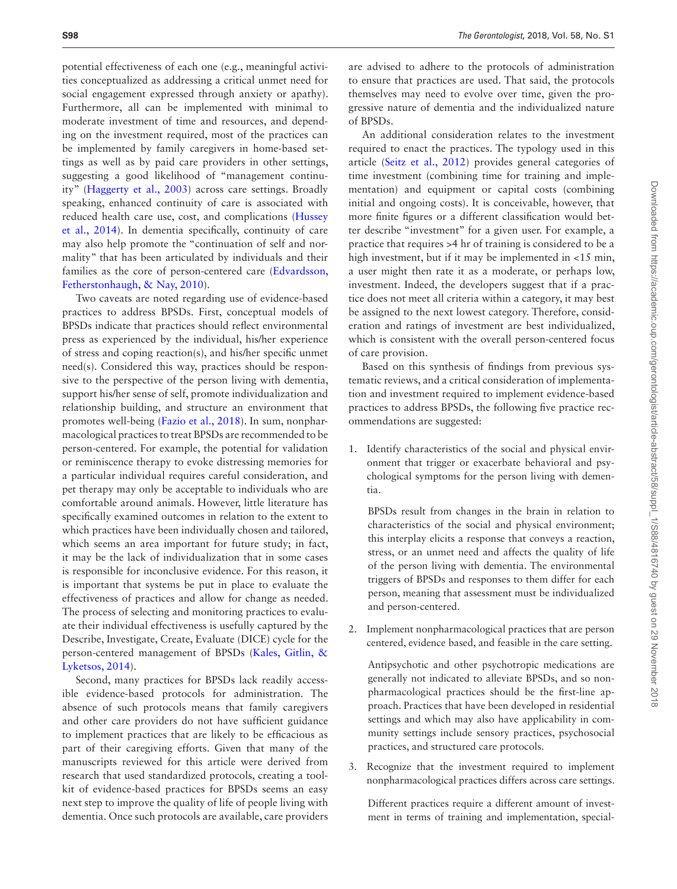potential effectiveness of each one (e.g., meaningful activities conceptualized as addressing a critical unmet need for social engagement expressed through anxiety or apathy). Furthermore, all can be implemented with minimal to moderate investment of time and resources, and depending on the investment required, most of the practices can be implemented by family caregivers in home-based settings as well as by paid care providers in other settings, suggesting a good likelihood of "management continuity" (Haggerty et al., 2003) across care settings. Broadly speaking, enhanced continuity of care is associated with reduced health care use, cost, and complications (Hussey et al., 2014). In dementia specifically, continuity of care may also help promote the "continuation of self and normality" that has been articulated by individuals and their families as the core of person-centered care (Edvardsson, Fetherstonhaugh, & Nay, 2010).

Two caveats are noted regarding use of evidence-based practices to address BPSDs. First, conceptual models of BPSDs indicate that practices should reflect environmental press as experienced by the individual, his/her experience of stress and coping reaction(s), and his/her specific unmet need(s). Considered this way, practices should be responsive to the perspective of the person living with dementia, support his/her sense of self, promote individualization and relationship building, and structure an environment that promotes well-being (Fazio et al., 2018). In sum, nonpharmacological practices to treat BPSDs are recommended to be person-centered. For example, the potential for validation or reminiscence therapy to evoke distressing memories for a particular individual requires careful consideration, and pet therapy may only be acceptable to individuals who are comfortable around animals. However, little literature has specifically examined outcomes in relation to the extent to which practices have been individually chosen and tailored, which seems an area important for future study; in fact, it may be the lack of individualization that in some cases is responsible for inconclusive evidence. For this reason, it is important that systems be put in place to evaluate the effectiveness of practices and allow for change as needed. The process of selecting and monitoring practices to evaluate their individual effectiveness is usefully captured by the Describe, Investigate, Create, Evaluate (DICE) cycle for the person-centered management of BPSDs (Kales, Gitlin, & Lyketsos, 2014).

Second, many practices for BPSDs lack readily accessible evidence-based protocols for administration. The absence of such protocols means that family caregivers and other care providers do not have sufficient guidance to implement practices that are likely to be efficacious as part of their caregiving efforts. Given that many of the manuscripts reviewed for this article were derived from research that used standardized protocols, creating a toolkit of evidence-based practices for BPSDs seems an easy next step to improve the quality of life of people living with dementia. Once such protocols are available, care providers are advised to adhere to the protocols of administration to ensure that practices are used. That said, the protocols themselves may need to evolve over time, given the progressive nature of dementia and the individualized nature of BPSDs.

An additional consideration relates to the investment required to enact the practices. The typology used in this article (Seitz et al., 2012) provides general categories of time investment (combining time for training and implementation) and equipment or capital costs (combining initial and ongoing costs). It is conceivable, however, that more finite figures or a different classification would better describe "investment" for a given user. For example, a practice that requires >4 hr of training is considered to be a high investment, but if it may be implemented in <15 min, a user might then rate it as a moderate, or perhaps low, investment. Indeed, the developers suggest that if a practice does not meet all criteria within a category, it may best be assigned to the next lowest category. Therefore, consideration and ratings of investment are best individualized, which is consistent with the overall person-centered focus of care provision.

Based on this synthesis of findings from previous systematic reviews, and a critical consideration of implementation and investment required to implement evidence-based practices to address BPSDs, the following five practice recommendations are suggested:

1. Identify characteristics of the social and physical environment that trigger or exacerbate behavioral and psychological symptoms for the person living with dementia.

   BPSDs result from changes in the brain in relation to characteristics of the social and physical environment; this interplay elicits a response that conveys a reaction, stress, or an unmet need and affects the quality of life of the person living with dementia. The environmental triggers of BPSDs and responses to them differ for each person, meaning that assessment must be individualized and person-centered.

2. Implement nonpharmacological practices that are person centered, evidence based, and feasible in the care setting.

   Antipsychotic and other psychotropic medications are generally not indicated to alleviate BPSDs, and so nonpharmacological practices should be the first-line approach. Practices that have been developed in residential settings and which may also have applicability in community settings include sensory practices, psychosocial practices, and structured care protocols.

3. Recognize that the investment required to implement nonpharmacological practices differs across care settings.

   Different practices require a different amount of investment in terms of training and implementation, special-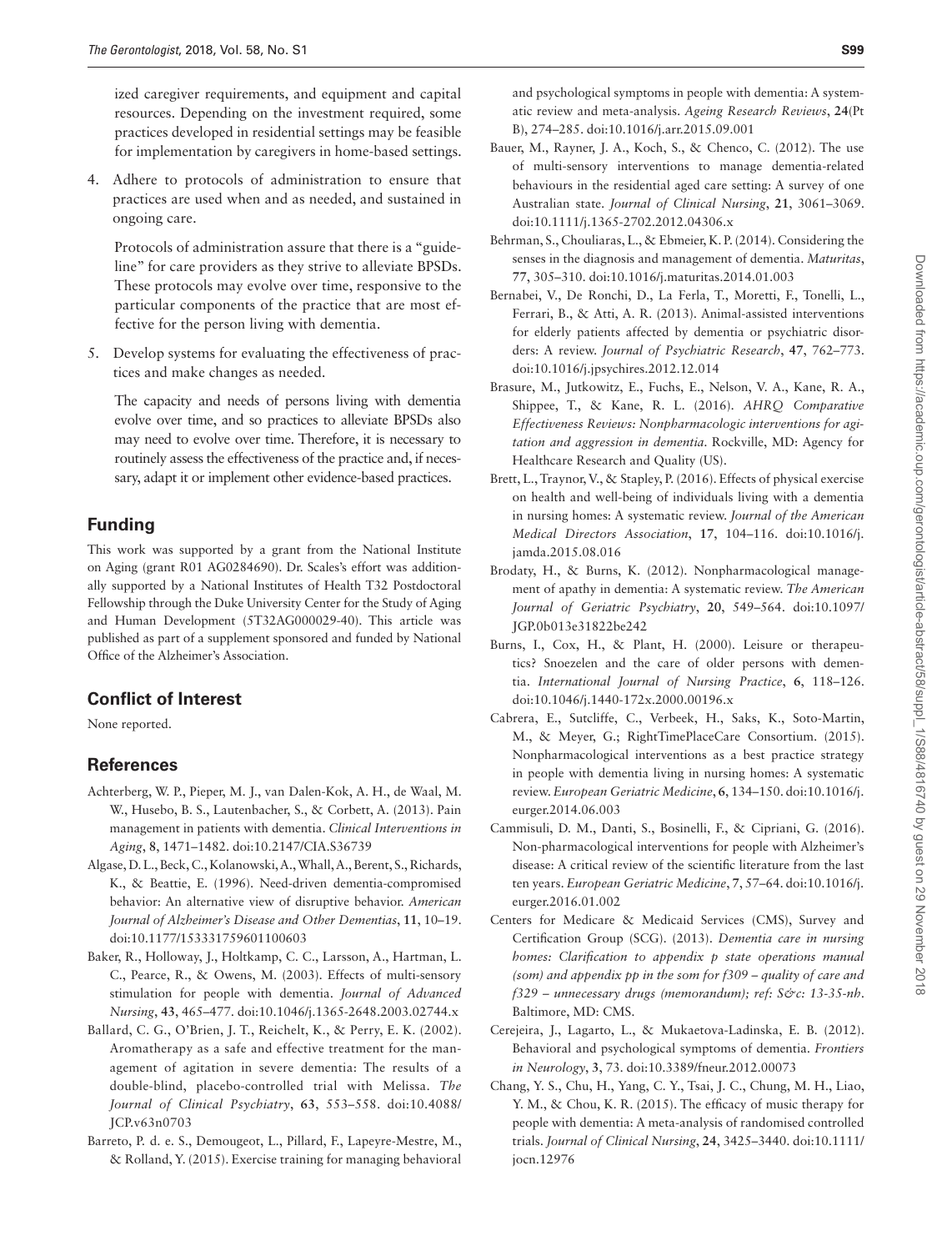ized caregiver requirements, and equipment and capital resources. Depending on the investment required, some practices developed in residential settings may be feasible for implementation by caregivers in home-based settings.

4. Adhere to protocols of administration to ensure that practices are used when and as needed, and sustained in ongoing care.

   Protocols of administration assure that there is a "guideline" for care providers as they strive to alleviate BPSDs. These protocols may evolve over time, responsive to the particular components of the practice that are most effective for the person living with dementia.

5. Develop systems for evaluating the effectiveness of practices and make changes as needed.

   The capacity and needs of persons living with dementia evolve over time, and so practices to alleviate BPSDs also may need to evolve over time. Therefore, it is necessary to routinely assess the effectiveness of the practice and, if necessary, adapt it or implement other evidence-based practices.

## Funding

This work was supported by a grant from the National Institute on Aging (grant R01 AG0284690). Dr. Scales's effort was additionally supported by a National Institutes of Health T32 Postdoctoral Fellowship through the Duke University Center for the Study of Aging and Human Development (5T32AG000029-40). This article was published as part of a supplement sponsored and funded by National Office of the Alzheimer's Association.

## Conflict of Interest

None reported.

## References

Achterberg, W. P., Pieper, M. J., van Dalen-Kok, A. H., de Waal, M. W., Husebo, B. S., Lautenbacher, S., & Corbett, A. (2013). Pain management in patients with dementia. *Clinical Interventions in Aging*, **8**, 1471–1482. doi:10.2147/CIA.S36739

Algase, D. L., Beck, C., Kolanowski, A., Whall, A., Berent, S., Richards, K., & Beattie, E. (1996). Need-driven dementia-compromised behavior: An alternative view of disruptive behavior. *American Journal of Alzheimer's Disease and Other Dementias*, **11**, 10–19. doi:10.1177/153331759601100603

Baker, R., Holloway, J., Holtkamp, C. C., Larsson, A., Hartman, L. C., Pearce, R., & Owens, M. (2003). Effects of multi-sensory stimulation for people with dementia. *Journal of Advanced Nursing*, **43**, 465–477. doi:10.1046/j.1365-2648.2003.02744.x

Ballard, C. G., O'Brien, J. T., Reichelt, K., & Perry, E. K. (2002). Aromatherapy as a safe and effective treatment for the management of agitation in severe dementia: The results of a double-blind, placebo-controlled trial with Melissa. *The Journal of Clinical Psychiatry*, **63**, 553–558. doi:10.4088/JCP.v63n0703

Barreto, P. d. e. S., Demougeot, L., Pillard, F., Lapeyre-Mestre, M., & Rolland, Y. (2015). Exercise training for managing behavioral and psychological symptoms in people with dementia: A systematic review and meta-analysis. *Ageing Research Reviews*, **24**(Pt B), 274–285. doi:10.1016/j.arr.2015.09.001

Bauer, M., Rayner, J. A., Koch, S., & Chenco, C. (2012). The use of multi-sensory interventions to manage dementia-related behaviours in the residential aged care setting: A survey of one Australian state. *Journal of Clinical Nursing*, **21**, 3061–3069. doi:10.1111/j.1365-2702.2012.04306.x

Behrman, S., Chouliaras, L., & Ebmeier, K. P. (2014). Considering the senses in the diagnosis and management of dementia. *Maturitas*, **77**, 305–310. doi:10.1016/j.maturitas.2014.01.003

Bernabei, V., De Ronchi, D., La Ferla, T., Moretti, F., Tonelli, L., Ferrari, B., & Atti, A. R. (2013). Animal-assisted interventions for elderly patients affected by dementia or psychiatric disorders: A review. *Journal of Psychiatric Research*, **47**, 762–773. doi:10.1016/j.jpsychires.2012.12.014

Brasure, M., Jutkowitz, E., Fuchs, E., Nelson, V. A., Kane, R. A., Shippee, T., & Kane, R. L. (2016). *AHRQ Comparative Effectiveness Reviews: Nonpharmacologic interventions for agitation and aggression in dementia*. Rockville, MD: Agency for Healthcare Research and Quality (US).

Brett, L., Traynor, V., & Stapley, P. (2016). Effects of physical exercise on health and well-being of individuals living with a dementia in nursing homes: A systematic review. *Journal of the American Medical Directors Association*, **17**, 104–116. doi:10.1016/j.jamda.2015.08.016

Brodaty, H., & Burns, K. (2012). Nonpharmacological management of apathy in dementia: A systematic review. *The American Journal of Geriatric Psychiatry*, **20**, 549–564. doi:10.1097/JGP.0b013e31822be242

Burns, I., Cox, H., & Plant, H. (2000). Leisure or therapeutics? Snoezelen and the care of older persons with dementia. *International Journal of Nursing Practice*, **6**, 118–126. doi:10.1046/j.1440-172x.2000.00196.x

Cabrera, E., Sutcliffe, C., Verbeek, H., Saks, K., Soto-Martin, M., & Meyer, G.; RightTimePlaceCare Consortium. (2015). Nonpharmacological interventions as a best practice strategy in people with dementia living in nursing homes: A systematic review. *European Geriatric Medicine*, **6**, 134–150. doi:10.1016/j.eurger.2014.06.003

Cammisuli, D. M., Danti, S., Bosinelli, F., & Cipriani, G. (2016). Non-pharmacological interventions for people with Alzheimer's disease: A critical review of the scientific literature from the last ten years. *European Geriatric Medicine*, **7**, 57–64. doi:10.1016/j.eurger.2016.01.002

Centers for Medicare & Medicaid Services (CMS), Survey and Certification Group (SCG). (2013). *Dementia care in nursing homes: Clarification to appendix p state operations manual (som) and appendix pp in the som for f309 – quality of care and f329 – unnecessary drugs (memorandum); ref: S&c: 13-35-nh*. Baltimore, MD: CMS.

Cerejeira, J., Lagarto, L., & Mukaetova-Ladinska, E. B. (2012). Behavioral and psychological symptoms of dementia. *Frontiers in Neurology*, **3**, 73. doi:10.3389/fneur.2012.00073

Chang, Y. S., Chu, H., Yang, C. Y., Tsai, J. C., Chung, M. H., Liao, Y. M., & Chou, K. R. (2015). The efficacy of music therapy for people with dementia: A meta-analysis of randomised controlled trials. *Journal of Clinical Nursing*, **24**, 3425–3440. doi:10.1111/jocn.12976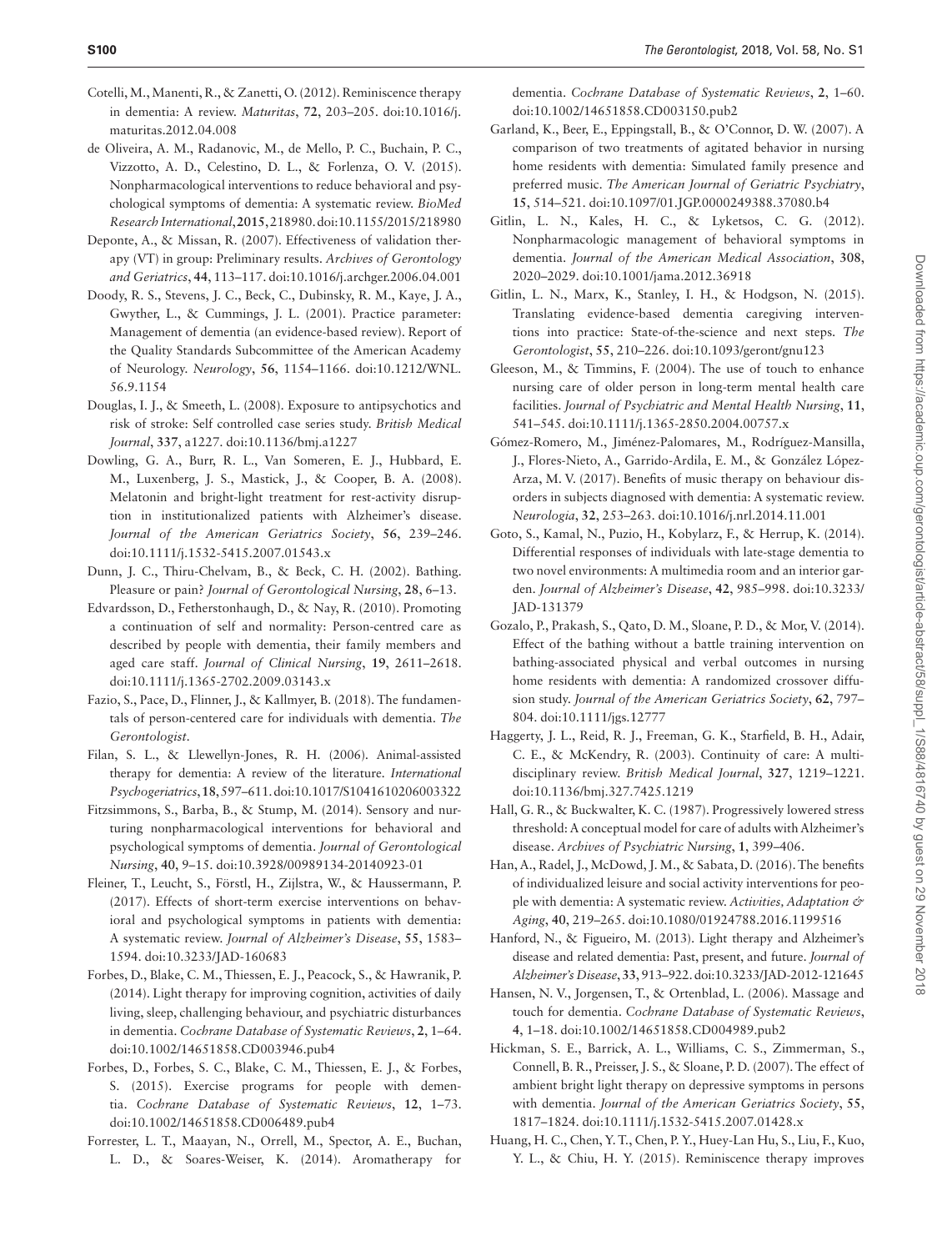Cotelli, M., Manenti, R., & Zanetti, O. (2012). Reminiscence therapy in dementia: A review. *Maturitas*, **72**, 203–205. doi:10.1016/j.maturitas.2012.04.008

de Oliveira, A. M., Radanovic, M., de Mello, P. C., Buchain, P. C., Vizzotto, A. D., Celestino, D. L., & Forlenza, O. V. (2015). Nonpharmacological interventions to reduce behavioral and psychological symptoms of dementia: A systematic review. *BioMed Research International*, **2015**, 218980. doi:10.1155/2015/218980

Deponte, A., & Missan, R. (2007). Effectiveness of validation therapy (VT) in group: Preliminary results. *Archives of Gerontology and Geriatrics*, **44**, 113–117. doi:10.1016/j.archger.2006.04.001

Doody, R. S., Stevens, J. C., Beck, C., Dubinsky, R. M., Kaye, J. A., Gwyther, L., & Cummings, J. L. (2001). Practice parameter: Management of dementia (an evidence-based review). Report of the Quality Standards Subcommittee of the American Academy of Neurology. *Neurology*, **56**, 1154–1166. doi:10.1212/WNL.56.9.1154

Douglas, I. J., & Smeeth, L. (2008). Exposure to antipsychotics and risk of stroke: Self controlled case series study. *British Medical Journal*, **337**, a1227. doi:10.1136/bmj.a1227

Dowling, G. A., Burr, R. L., Van Someren, E. J., Hubbard, E. M., Luxenberg, J. S., Mastick, J., & Cooper, B. A. (2008). Melatonin and bright-light treatment for rest-activity disruption in institutionalized patients with Alzheimer's disease. *Journal of the American Geriatrics Society*, **56**, 239–246. doi:10.1111/j.1532-5415.2007.01543.x

Dunn, J. C., Thiru-Chelvam, B., & Beck, C. H. (2002). Bathing. Pleasure or pain? *Journal of Gerontological Nursing*, **28**, 6–13.

Edvardsson, D., Fetherstonhaugh, D., & Nay, R. (2010). Promoting a continuation of self and normality: Person-centred care as described by people with dementia, their family members and aged care staff. *Journal of Clinical Nursing*, **19**, 2611–2618. doi:10.1111/j.1365-2702.2009.03143.x

Fazio, S., Pace, D., Flinner, J., & Kallmyer, B. (2018). The fundamentals of person-centered care for individuals with dementia. *The Gerontologist*.

Filan, S. L., & Llewellyn-Jones, R. H. (2006). Animal-assisted therapy for dementia: A review of the literature. *International Psychogeriatrics*, **18**, 597–611. doi:10.1017/S1041610206003322

Fitzsimmons, S., Barba, B., & Stump, M. (2014). Sensory and nurturing nonpharmacological interventions for behavioral and psychological symptoms of dementia. *Journal of Gerontological Nursing*, **40**, 9–15. doi:10.3928/00989134-20140923-01

Fleiner, T., Leucht, S., Förstl, H., Zijlstra, W., & Haussermann, P. (2017). Effects of short-term exercise interventions on behavioral and psychological symptoms in patients with dementia: A systematic review. *Journal of Alzheimer's Disease*, **55**, 1583–1594. doi:10.3233/JAD-160683

Forbes, D., Blake, C. M., Thiessen, E. J., Peacock, S., & Hawranik, P. (2014). Light therapy for improving cognition, activities of daily living, sleep, challenging behaviour, and psychiatric disturbances in dementia. *Cochrane Database of Systematic Reviews*, **2**, 1–64. doi:10.1002/14651858.CD003946.pub4

Forbes, D., Forbes, S. C., Blake, C. M., Thiessen, E. J., & Forbes, S. (2015). Exercise programs for people with dementia. *Cochrane Database of Systematic Reviews*, **12**, 1–73. doi:10.1002/14651858.CD006489.pub4

Forrester, L. T., Maayan, N., Orrell, M., Spector, A. E., Buchan, L. D., & Soares-Weiser, K. (2014). Aromatherapy for dementia. *Cochrane Database of Systematic Reviews*, **2**, 1–60. doi:10.1002/14651858.CD003150.pub2

Garland, K., Beer, E., Eppingstall, B., & O'Connor, D. W. (2007). A comparison of two treatments of agitated behavior in nursing home residents with dementia: Simulated family presence and preferred music. *The American Journal of Geriatric Psychiatry*, **15**, 514–521. doi:10.1097/01.JGP.0000249388.37080.b4

Gitlin, L. N., Kales, H. C., & Lyketsos, C. G. (2012). Nonpharmacologic management of behavioral symptoms in dementia. *Journal of the American Medical Association*, **308**, 2020–2029. doi:10.1001/jama.2012.36918

Gitlin, L. N., Marx, K., Stanley, I. H., & Hodgson, N. (2015). Translating evidence-based dementia caregiving interventions into practice: State-of-the-science and next steps. *The Gerontologist*, **55**, 210–226. doi:10.1093/geront/gnu123

Gleeson, M., & Timmins, F. (2004). The use of touch to enhance nursing care of older person in long-term mental health care facilities. *Journal of Psychiatric and Mental Health Nursing*, **11**, 541–545. doi:10.1111/j.1365-2850.2004.00757.x

Gómez-Romero, M., Jiménez-Palomares, M., Rodríguez-Mansilla, J., Flores-Nieto, A., Garrido-Ardila, E. M., & González López-Arza, M. V. (2017). Benefits of music therapy on behaviour disorders in subjects diagnosed with dementia: A systematic review. *Neurologia*, **32**, 253–263. doi:10.1016/j.nrl.2014.11.001

Goto, S., Kamal, N., Puzio, H., Kobylarz, F., & Herrup, K. (2014). Differential responses of individuals with late-stage dementia to two novel environments: A multimedia room and an interior garden. *Journal of Alzheimer's Disease*, **42**, 985–998. doi:10.3233/JAD-131379

Gozalo, P., Prakash, S., Qato, D. M., Sloane, P. D., & Mor, V. (2014). Effect of the bathing without a battle training intervention on bathing-associated physical and verbal outcomes in nursing home residents with dementia: A randomized crossover diffusion study. *Journal of the American Geriatrics Society*, **62**, 797–804. doi:10.1111/jgs.12777

Haggerty, J. L., Reid, R. J., Freeman, G. K., Starfield, B. H., Adair, C. E., & McKendry, R. (2003). Continuity of care: A multidisciplinary review. *British Medical Journal*, **327**, 1219–1221. doi:10.1136/bmj.327.7425.1219

Hall, G. R., & Buckwalter, K. C. (1987). Progressively lowered stress threshold: A conceptual model for care of adults with Alzheimer's disease. *Archives of Psychiatric Nursing*, **1**, 399–406.

Han, A., Radel, J., McDowd, J. M., & Sabata, D. (2016). The benefits of individualized leisure and social activity interventions for people with dementia: A systematic review. *Activities, Adaptation & Aging*, **40**, 219–265. doi:10.1080/01924788.2016.1199516

Hanford, N., & Figueiro, M. (2013). Light therapy and Alzheimer's disease and related dementia: Past, present, and future. *Journal of Alzheimer's Disease*, **33**, 913–922. doi:10.3233/JAD-2012-121645

Hansen, N. V., Jorgensen, T., & Ortenblad, L. (2006). Massage and touch for dementia. *Cochrane Database of Systematic Reviews*, **4**, 1–18. doi:10.1002/14651858.CD004989.pub2

Hickman, S. E., Barrick, A. L., Williams, C. S., Zimmerman, S., Connell, B. R., Preisser, J. S., & Sloane, P. D. (2007). The effect of ambient bright light therapy on depressive symptoms in persons with dementia. *Journal of the American Geriatrics Society*, **55**, 1817–1824. doi:10.1111/j.1532-5415.2007.01428.x

Huang, H. C., Chen, Y. T., Chen, P. Y., Huey-Lan Hu, S., Liu, F., Kuo, Y. L., & Chiu, H. Y. (2015). Reminiscence therapy improves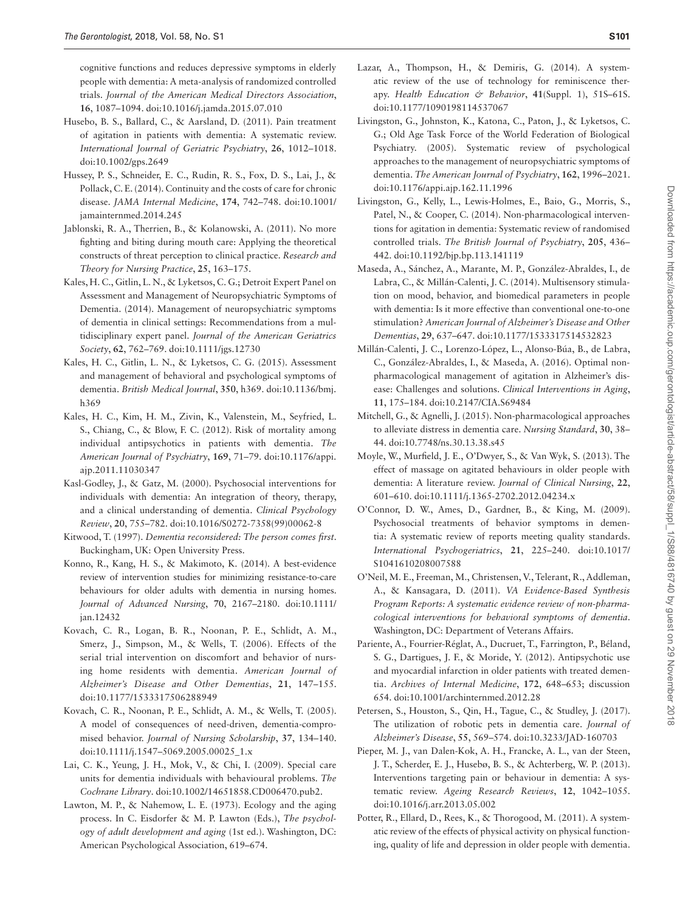cognitive functions and reduces depressive symptoms in elderly people with dementia: A meta-analysis of randomized controlled trials. *Journal of the American Medical Directors Association*, **16**, 1087–1094. doi:10.1016/j.jamda.2015.07.010

Husebo, B. S., Ballard, C., & Aarsland, D. (2011). Pain treatment of agitation in patients with dementia: A systematic review. *International Journal of Geriatric Psychiatry*, **26**, 1012–1018. doi:10.1002/gps.2649

Hussey, P. S., Schneider, E. C., Rudin, R. S., Fox, D. S., Lai, J., & Pollack, C. E. (2014). Continuity and the costs of care for chronic disease. *JAMA Internal Medicine*, **174**, 742–748. doi:10.1001/jamainternmed.2014.245

Jablonski, R. A., Therrien, B., & Kolanowski, A. (2011). No more fighting and biting during mouth care: Applying the theoretical constructs of threat perception to clinical practice. *Research and Theory for Nursing Practice*, **25**, 163–175.

Kales, H. C., Gitlin, L. N., & Lyketsos, C. G.; Detroit Expert Panel on Assessment and Management of Neuropsychiatric Symptoms of Dementia. (2014). Management of neuropsychiatric symptoms of dementia in clinical settings: Recommendations from a multidisciplinary expert panel. *Journal of the American Geriatrics Society*, **62**, 762–769. doi:10.1111/jgs.12730

Kales, H. C., Gitlin, L. N., & Lyketsos, C. G. (2015). Assessment and management of behavioral and psychological symptoms of dementia. *British Medical Journal*, **350**, h369. doi:10.1136/bmj.h369

Kales, H. C., Kim, H. M., Zivin, K., Valenstein, M., Seyfried, L. S., Chiang, C., & Blow, F. C. (2012). Risk of mortality among individual antipsychotics in patients with dementia. *The American Journal of Psychiatry*, **169**, 71–79. doi:10.1176/appi.ajp.2011.11030347

Kasl-Godley, J., & Gatz, M. (2000). Psychosocial interventions for individuals with dementia: An integration of theory, therapy, and a clinical understanding of dementia. *Clinical Psychology Review*, **20**, 755–782. doi:10.1016/S0272-7358(99)00062-8

Kitwood, T. (1997). *Dementia reconsidered: The person comes first*. Buckingham, UK: Open University Press.

Konno, R., Kang, H. S., & Makimoto, K. (2014). A best-evidence review of intervention studies for minimizing resistance-to-care behaviours for older adults with dementia in nursing homes. *Journal of Advanced Nursing*, **70**, 2167–2180. doi:10.1111/jan.12432

Kovach, C. R., Logan, B. R., Noonan, P. E., Schlidt, A. M., Smerz, J., Simpson, M., & Wells, T. (2006). Effects of the serial trial intervention on discomfort and behavior of nursing home residents with dementia. *American Journal of Alzheimer's Disease and Other Dementias*, **21**, 147–155. doi:10.1177/1533317506288949

Kovach, C. R., Noonan, P. E., Schlidt, A. M., & Wells, T. (2005). A model of consequences of need-driven, dementia-compromised behavior. *Journal of Nursing Scholarship*, **37**, 134–140. doi:10.1111/j.1547–5069.2005.00025_1.x

Lai, C. K., Yeung, J. H., Mok, V., & Chi, I. (2009). Special care units for dementia individuals with behavioural problems. *The Cochrane Library*. doi:10.1002/14651858.CD006470.pub2.

Lawton, M. P., & Nahemow, L. E. (1973). Ecology and the aging process. In C. Eisdorfer & M. P. Lawton (Eds.), *The psychology of adult development and aging* (1st ed.). Washington, DC: American Psychological Association, 619–674.

Lazar, A., Thompson, H., & Demiris, G. (2014). A systematic review of the use of technology for reminiscence therapy. *Health Education & Behavior*, **41**(Suppl. 1), 51S–61S. doi:10.1177/1090198114537067

Livingston, G., Johnston, K., Katona, C., Paton, J., & Lyketsos, C. G.; Old Age Task Force of the World Federation of Biological Psychiatry. (2005). Systematic review of psychological approaches to the management of neuropsychiatric symptoms of dementia. *The American Journal of Psychiatry*, **162**, 1996–2021. doi:10.1176/appi.ajp.162.11.1996

Livingston, G., Kelly, L., Lewis-Holmes, E., Baio, G., Morris, S., Patel, N., & Cooper, C. (2014). Non-pharmacological interventions for agitation in dementia: Systematic review of randomised controlled trials. *The British Journal of Psychiatry*, **205**, 436–442. doi:10.1192/bjp.bp.113.141119

Maseda, A., Sánchez, A., Marante, M. P., González-Abraldes, I., de Labra, C., & Millán-Calenti, J. C. (2014). Multisensory stimulation on mood, behavior, and biomedical parameters in people with dementia: Is it more effective than conventional one-to-one stimulation? *American Journal of Alzheimer's Disease and Other Dementias*, **29**, 637–647. doi:10.1177/1533317514532823

Millán-Calenti, J. C., Lorenzo-López, L., Alonso-Búa, B., de Labra, C., González-Abraldes, I., & Maseda, A. (2016). Optimal non-pharmacological management of agitation in Alzheimer's disease: Challenges and solutions. *Clinical Interventions in Aging*, **11**, 175–184. doi:10.2147/CIA.S69484

Mitchell, G., & Agnelli, J. (2015). Non-pharmacological approaches to alleviate distress in dementia care. *Nursing Standard*, **30**, 38–44. doi:10.7748/ns.30.13.38.s45

Moyle, W., Murfield, J. E., O'Dwyer, S., & Van Wyk, S. (2013). The effect of massage on agitated behaviours in older people with dementia: A literature review. *Journal of Clinical Nursing*, **22**, 601–610. doi:10.1111/j.1365-2702.2012.04234.x

O'Connor, D. W., Ames, D., Gardner, B., & King, M. (2009). Psychosocial treatments of behavior symptoms in dementia: A systematic review of reports meeting quality standards. *International Psychogeriatrics*, **21**, 225–240. doi:10.1017/S1041610208007588

O'Neil, M. E., Freeman, M., Christensen, V., Telerant, R., Addleman, A., & Kansagara, D. (2011). *VA Evidence-Based Synthesis Program Reports: A systematic evidence review of non-pharmacological interventions for behavioral symptoms of dementia*. Washington, DC: Department of Veterans Affairs.

Pariente, A., Fourrier-Réglat, A., Ducruet, T., Farrington, P., Béland, S. G., Dartigues, J. F., & Moride, Y. (2012). Antipsychotic use and myocardial infarction in older patients with treated dementia. *Archives of Internal Medicine*, **172**, 648–653; discussion 654. doi:10.1001/archinternmed.2012.28

Petersen, S., Houston, S., Qin, H., Tague, C., & Studley, J. (2017). The utilization of robotic pets in dementia care. *Journal of Alzheimer's Disease*, **55**, 569–574. doi:10.3233/JAD-160703

Pieper, M. J., van Dalen-Kok, A. H., Francke, A. L., van der Steen, J. T., Scherder, E. J., Husebø, B. S., & Achterberg, W. P. (2013). Interventions targeting pain or behaviour in dementia: A systematic review. *Ageing Research Reviews*, **12**, 1042–1055. doi:10.1016/j.arr.2013.05.002

Potter, R., Ellard, D., Rees, K., & Thorogood, M. (2011). A systematic review of the effects of physical activity on physical functioning, quality of life and depression in older people with dementia.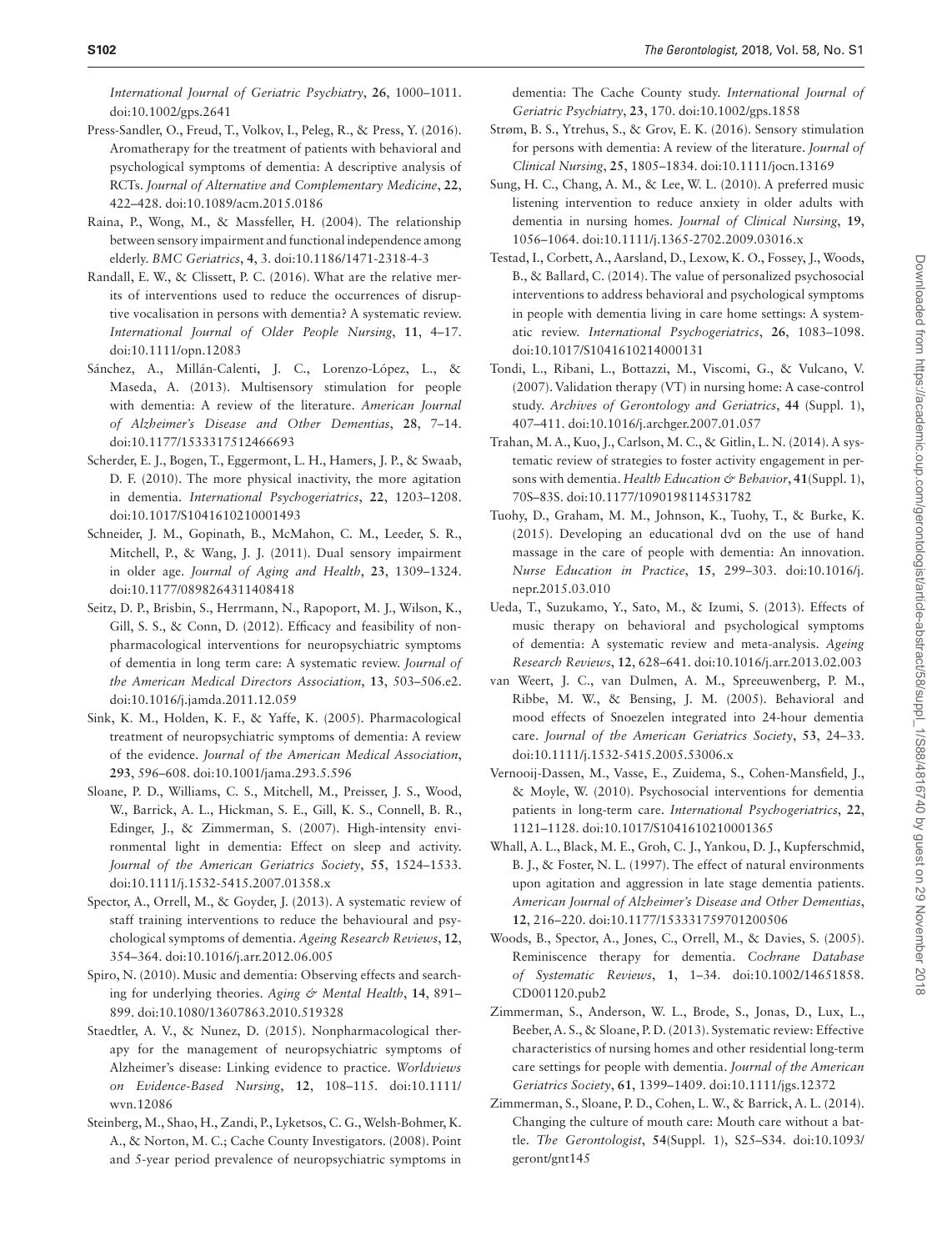*International Journal of Geriatric Psychiatry*, **26**, 1000–1011. doi:10.1002/gps.2641

Press-Sandler, O., Freud, T., Volkov, I., Peleg, R., & Press, Y. (2016). Aromatherapy for the treatment of patients with behavioral and psychological symptoms of dementia: A descriptive analysis of RCTs. *Journal of Alternative and Complementary Medicine*, **22**, 422–428. doi:10.1089/acm.2015.0186

Raina, P., Wong, M., & Massfeller, H. (2004). The relationship between sensory impairment and functional independence among elderly. *BMC Geriatrics*, **4**, 3. doi:10.1186/1471-2318-4-3

Randall, E. W., & Clissett, P. C. (2016). What are the relative merits of interventions used to reduce the occurrences of disruptive vocalisation in persons with dementia? A systematic review. *International Journal of Older People Nursing*, **11**, 4–17. doi:10.1111/opn.12083

Sánchez, A., Millán-Calenti, J. C., Lorenzo-López, L., & Maseda, A. (2013). Multisensory stimulation for people with dementia: A review of the literature. *American Journal of Alzheimer's Disease and Other Dementias*, **28**, 7–14. doi:10.1177/1533317512466693

Scherder, E. J., Bogen, T., Eggermont, L. H., Hamers, J. P., & Swaab, D. F. (2010). The more physical inactivity, the more agitation in dementia. *International Psychogeriatrics*, **22**, 1203–1208. doi:10.1017/S1041610210001493

Schneider, J. M., Gopinath, B., McMahon, C. M., Leeder, S. R., Mitchell, P., & Wang, J. J. (2011). Dual sensory impairment in older age. *Journal of Aging and Health*, **23**, 1309–1324. doi:10.1177/0898264311408418

Seitz, D. P., Brisbin, S., Herrmann, N., Rapoport, M. J., Wilson, K., Gill, S. S., & Conn, D. (2012). Efficacy and feasibility of nonpharmacological interventions for neuropsychiatric symptoms of dementia in long term care: A systematic review. *Journal of the American Medical Directors Association*, **13**, 503–506.e2. doi:10.1016/j.jamda.2011.12.059

Sink, K. M., Holden, K. F., & Yaffe, K. (2005). Pharmacological treatment of neuropsychiatric symptoms of dementia: A review of the evidence. *Journal of the American Medical Association*, **293**, 596–608. doi:10.1001/jama.293.5.596

Sloane, P. D., Williams, C. S., Mitchell, M., Preisser, J. S., Wood, W., Barrick, A. L., Hickman, S. E., Gill, K. S., Connell, B. R., Edinger, J., & Zimmerman, S. (2007). High-intensity environmental light in dementia: Effect on sleep and activity. *Journal of the American Geriatrics Society*, **55**, 1524–1533. doi:10.1111/j.1532-5415.2007.01358.x

Spector, A., Orrell, M., & Goyder, J. (2013). A systematic review of staff training interventions to reduce the behavioural and psychological symptoms of dementia. *Ageing Research Reviews*, **12**, 354–364. doi:10.1016/j.arr.2012.06.005

Spiro, N. (2010). Music and dementia: Observing effects and searching for underlying theories. *Aging & Mental Health*, **14**, 891–899. doi:10.1080/13607863.2010.519328

Staedtler, A. V., & Nunez, D. (2015). Nonpharmacological therapy for the management of neuropsychiatric symptoms of Alzheimer's disease: Linking evidence to practice. *Worldviews on Evidence-Based Nursing*, **12**, 108–115. doi:10.1111/wvn.12086

Steinberg, M., Shao, H., Zandi, P., Lyketsos, C. G., Welsh-Bohmer, K. A., & Norton, M. C.; Cache County Investigators. (2008). Point and 5-year period prevalence of neuropsychiatric symptoms in dementia: The Cache County study. *International Journal of Geriatric Psychiatry*, **23**, 170. doi:10.1002/gps.1858

Strøm, B. S., Ytrehus, S., & Grov, E. K. (2016). Sensory stimulation for persons with dementia: A review of the literature. *Journal of Clinical Nursing*, **25**, 1805–1834. doi:10.1111/jocn.13169

Sung, H. C., Chang, A. M., & Lee, W. L. (2010). A preferred music listening intervention to reduce anxiety in older adults with dementia in nursing homes. *Journal of Clinical Nursing*, **19**, 1056–1064. doi:10.1111/j.1365-2702.2009.03016.x

Testad, I., Corbett, A., Aarsland, D., Lexow, K. O., Fossey, J., Woods, B., & Ballard, C. (2014). The value of personalized psychosocial interventions to address behavioral and psychological symptoms in people with dementia living in care home settings: A systematic review. *International Psychogeriatrics*, **26**, 1083–1098. doi:10.1017/S1041610214000131

Tondi, L., Ribani, L., Bottazzi, M., Viscomi, G., & Vulcano, V. (2007). Validation therapy (VT) in nursing home: A case-control study. *Archives of Gerontology and Geriatrics*, **44** (Suppl. 1), 407–411. doi:10.1016/j.archger.2007.01.057

Trahan, M. A., Kuo, J., Carlson, M. C., & Gitlin, L. N. (2014). A systematic review of strategies to foster activity engagement in persons with dementia. *Health Education & Behavior*, **41**(Suppl. 1), 70S–83S. doi:10.1177/1090198114531782

Tuohy, D., Graham, M. M., Johnson, K., Tuohy, T., & Burke, K. (2015). Developing an educational dvd on the use of hand massage in the care of people with dementia: An innovation. *Nurse Education in Practice*, **15**, 299–303. doi:10.1016/j.nepr.2015.03.010

Ueda, T., Suzukamo, Y., Sato, M., & Izumi, S. (2013). Effects of music therapy on behavioral and psychological symptoms of dementia: A systematic review and meta-analysis. *Ageing Research Reviews*, **12**, 628–641. doi:10.1016/j.arr.2013.02.003

van Weert, J. C., van Dulmen, A. M., Spreeuwenberg, P. M., Ribbe, M. W., & Bensing, J. M. (2005). Behavioral and mood effects of Snoezelen integrated into 24-hour dementia care. *Journal of the American Geriatrics Society*, **53**, 24–33. doi:10.1111/j.1532-5415.2005.53006.x

Vernooij-Dassen, M., Vasse, E., Zuidema, S., Cohen-Mansfield, J., & Moyle, W. (2010). Psychosocial interventions for dementia patients in long-term care. *International Psychogeriatrics*, **22**, 1121–1128. doi:10.1017/S1041610210001365

Whall, A. L., Black, M. E., Groh, C. J., Yankou, D. J., Kupferschmid, B. J., & Foster, N. L. (1997). The effect of natural environments upon agitation and aggression in late stage dementia patients. *American Journal of Alzheimer's Disease and Other Dementias*, **12**, 216–220. doi:10.1177/153331759701200506

Woods, B., Spector, A., Jones, C., Orrell, M., & Davies, S. (2005). Reminiscence therapy for dementia. *Cochrane Database of Systematic Reviews*, **1**, 1–34. doi:10.1002/14651858.CD001120.pub2

Zimmerman, S., Anderson, W. L., Brode, S., Jonas, D., Lux, L., Beeber, A. S., & Sloane, P. D. (2013). Systematic review: Effective characteristics of nursing homes and other residential long-term care settings for people with dementia. *Journal of the American Geriatrics Society*, **61**, 1399–1409. doi:10.1111/jgs.12372

Zimmerman, S., Sloane, P. D., Cohen, L. W., & Barrick, A. L. (2014). Changing the culture of mouth care: Mouth care without a battle. *The Gerontologist*, **54**(Suppl. 1), S25–S34. doi:10.1093/geront/gnt145